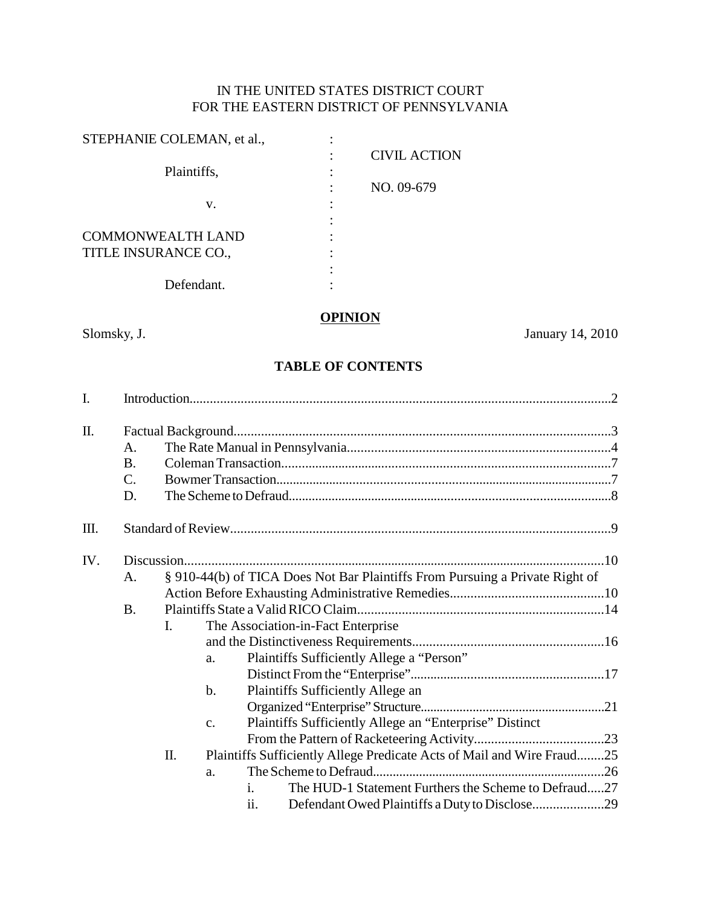IN THE UNITED STATES DISTRICT COURT
FOR THE EASTERN DISTRICT OF PENNSYLVANIA

| | | |
|---|---|---|
| STEPHANIE COLEMAN, et al., | : | |
| | : | CIVIL ACTION |
| Plaintiffs, | : | |
| | : | NO. 09-679 |
| v. | : | |
| | : | |
| COMMONWEALTH LAND | : | |
| TITLE INSURANCE CO., | : | |
| | : | |
| Defendant. | : | |

**OPINION**

Slomsky, J. January 14, 2010

**TABLE OF CONTENTS**

I. Introduction....2

II. Factual Background....3
- A. The Rate Manual in Pennsylvania....4
- B. Coleman Transaction....7
- C. Bowmer Transaction....7
- D. The Scheme to Defraud....8

III. Standard of Review....9

IV. Discussion....10
- A. § 910-44(b) of TICA Does Not Bar Plaintiffs From Pursuing a Private Right of Action Before Exhausting Administrative Remedies....10
- B. Plaintiffs State a Valid RICO Claim....14
  - I. The Association-in-Fact Enterprise and the Distinctiveness Requirements....16
    - a. Plaintiffs Sufficiently Allege a "Person" Distinct From the "Enterprise"....17
    - b. Plaintiffs Sufficiently Allege an Organized "Enterprise" Structure....21
    - c. Plaintiffs Sufficiently Allege an "Enterprise" Distinct From the Pattern of Racketeering Activity....23
  - II. Plaintiffs Sufficiently Allege Predicate Acts of Mail and Wire Fraud....25
    - a. The Scheme to Defraud....26
      - i. The HUD-1 Statement Furthers the Scheme to Defraud....27
      - ii. Defendant Owed Plaintiffs a Duty to Disclose....29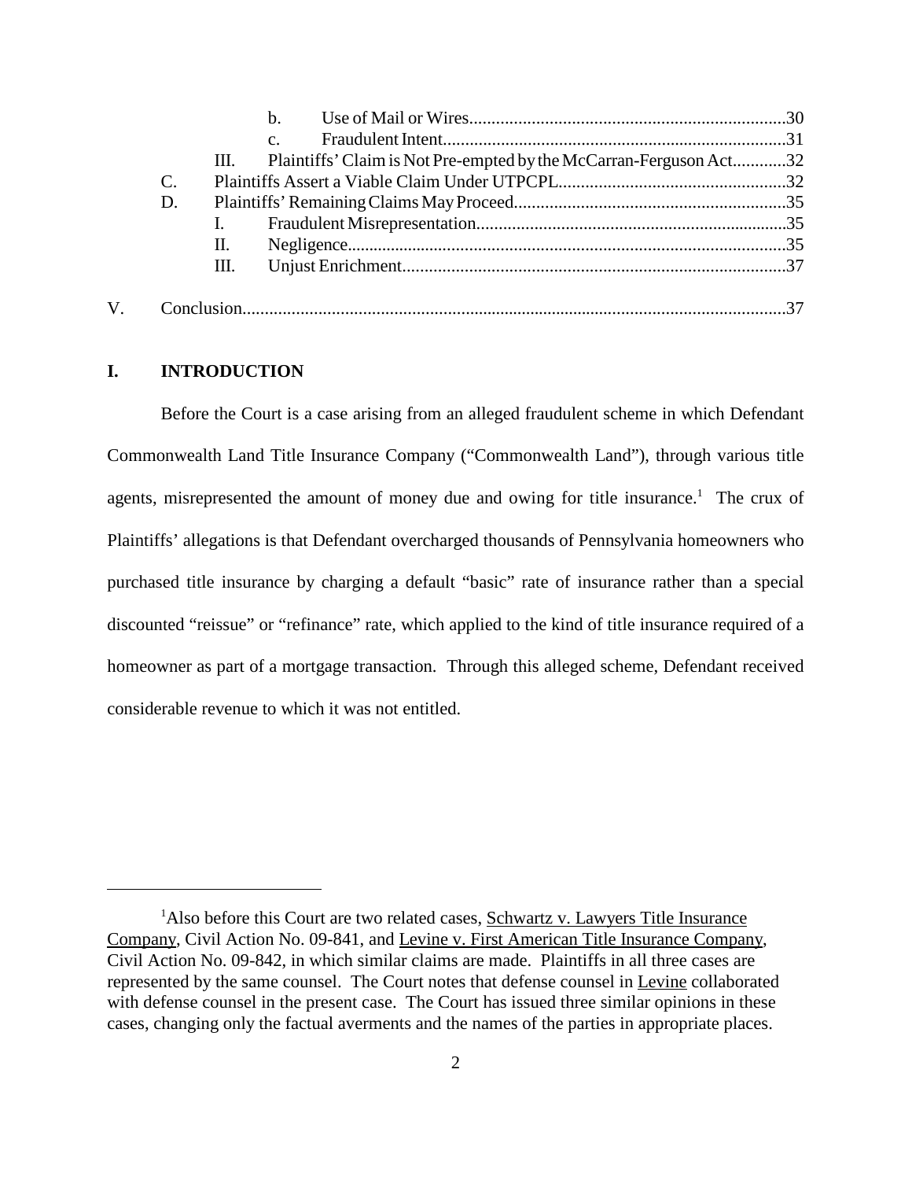b. Use of Mail or Wires......................................................................30

c. Fraudulent Intent............................................................................31

III. Plaintiffs' Claim is Not Pre-empted by the McCarran-Ferguson Act............32

C. Plaintiffs Assert a Viable Claim Under UTPCPL...................................................32

D. Plaintiffs' Remaining Claims May Proceed.............................................................35

I. Fraudulent Misrepresentation.....................................................................35

II. Negligence..................................................................................................35

III. Unjust Enrichment.....................................................................................37

V. Conclusion..........................................................................................................................37

## I. INTRODUCTION

Before the Court is a case arising from an alleged fraudulent scheme in which Defendant Commonwealth Land Title Insurance Company ("Commonwealth Land"), through various title agents, misrepresented the amount of money due and owing for title insurance.[1] The crux of Plaintiffs' allegations is that Defendant overcharged thousands of Pennsylvania homeowners who purchased title insurance by charging a default "basic" rate of insurance rather than a special discounted "reissue" or "refinance" rate, which applied to the kind of title insurance required of a homeowner as part of a mortgage transaction. Through this alleged scheme, Defendant received considerable revenue to which it was not entitled.

---

[1] Also before this Court are two related cases, Schwartz v. Lawyers Title Insurance Company, Civil Action No. 09-841, and Levine v. First American Title Insurance Company, Civil Action No. 09-842, in which similar claims are made. Plaintiffs in all three cases are represented by the same counsel. The Court notes that defense counsel in Levine collaborated with defense counsel in the present case. The Court has issued three similar opinions in these cases, changing only the factual averments and the names of the parties in appropriate places.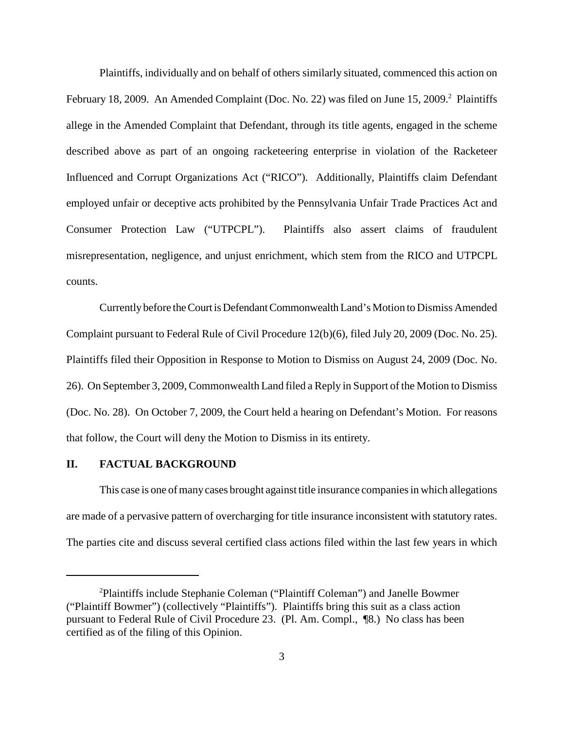Plaintiffs, individually and on behalf of others similarly situated, commenced this action on February 18, 2009. An Amended Complaint (Doc. No. 22) was filed on June 15, 2009.[2] Plaintiffs allege in the Amended Complaint that Defendant, through its title agents, engaged in the scheme described above as part of an ongoing racketeering enterprise in violation of the Racketeer Influenced and Corrupt Organizations Act ("RICO"). Additionally, Plaintiffs claim Defendant employed unfair or deceptive acts prohibited by the Pennsylvania Unfair Trade Practices Act and Consumer Protection Law ("UTPCPL"). Plaintiffs also assert claims of fraudulent misrepresentation, negligence, and unjust enrichment, which stem from the RICO and UTPCPL counts.

Currently before the Court is Defendant Commonwealth Land's Motion to Dismiss Amended Complaint pursuant to Federal Rule of Civil Procedure 12(b)(6), filed July 20, 2009 (Doc. No. 25). Plaintiffs filed their Opposition in Response to Motion to Dismiss on August 24, 2009 (Doc. No. 26). On September 3, 2009, Commonwealth Land filed a Reply in Support of the Motion to Dismiss (Doc. No. 28). On October 7, 2009, the Court held a hearing on Defendant's Motion. For reasons that follow, the Court will deny the Motion to Dismiss in its entirety.

## II. FACTUAL BACKGROUND

This case is one of many cases brought against title insurance companies in which allegations are made of a pervasive pattern of overcharging for title insurance inconsistent with statutory rates. The parties cite and discuss several certified class actions filed within the last few years in which

---

[2] Plaintiffs include Stephanie Coleman ("Plaintiff Coleman") and Janelle Bowmer ("Plaintiff Bowmer") (collectively "Plaintiffs"). Plaintiffs bring this suit as a class action pursuant to Federal Rule of Civil Procedure 23. (Pl. Am. Compl., ¶8.) No class has been certified as of the filing of this Opinion.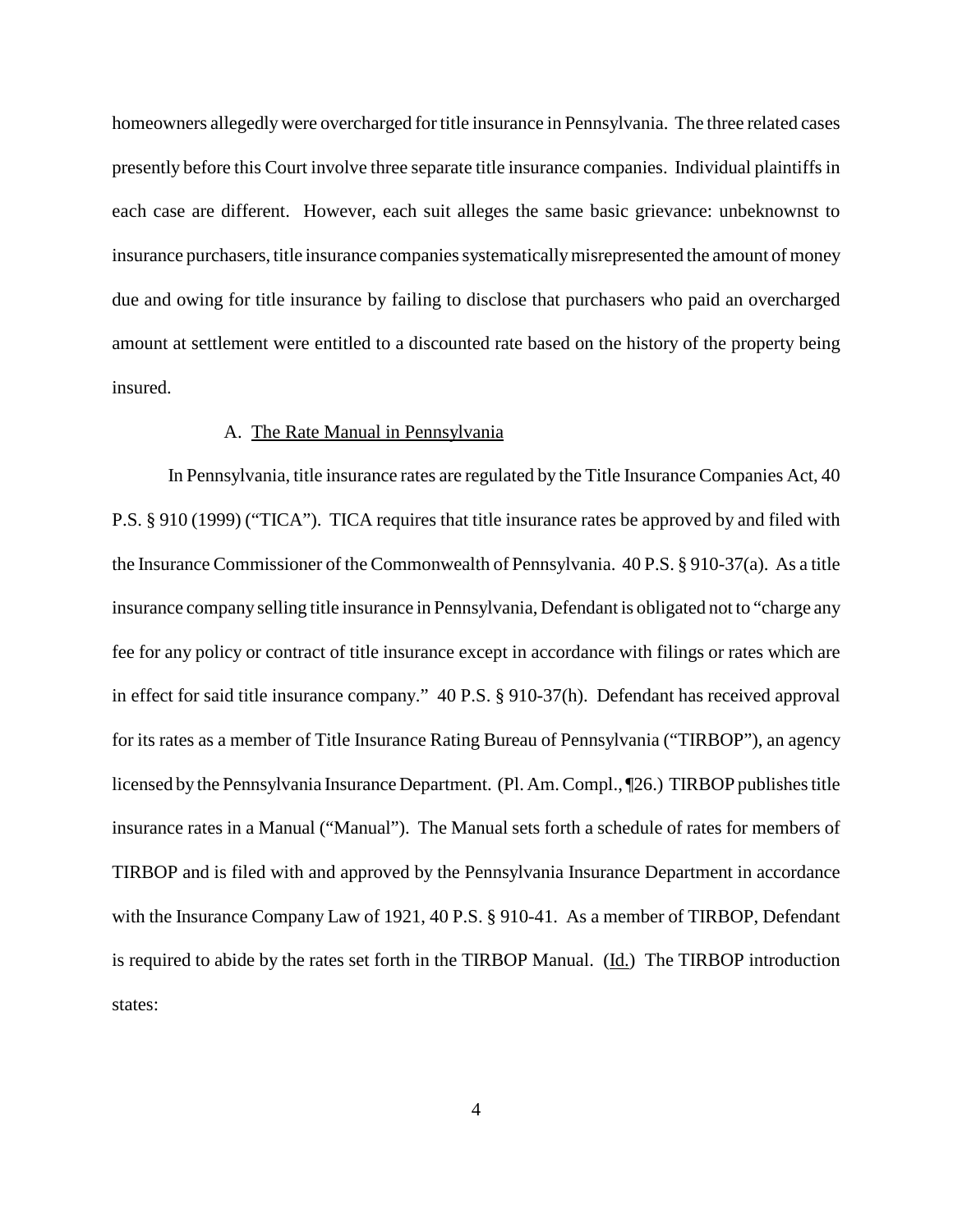homeowners allegedly were overcharged for title insurance in Pennsylvania. The three related cases presently before this Court involve three separate title insurance companies. Individual plaintiffs in each case are different. However, each suit alleges the same basic grievance: unbeknownst to insurance purchasers, title insurance companies systematically misrepresented the amount of money due and owing for title insurance by failing to disclose that purchasers who paid an overcharged amount at settlement were entitled to a discounted rate based on the history of the property being insured.

### A. The Rate Manual in Pennsylvania

In Pennsylvania, title insurance rates are regulated by the Title Insurance Companies Act, 40 P.S. § 910 (1999) ("TICA"). TICA requires that title insurance rates be approved by and filed with the Insurance Commissioner of the Commonwealth of Pennsylvania. 40 P.S. § 910-37(a). As a title insurance company selling title insurance in Pennsylvania, Defendant is obligated not to "charge any fee for any policy or contract of title insurance except in accordance with filings or rates which are in effect for said title insurance company." 40 P.S. § 910-37(h). Defendant has received approval for its rates as a member of Title Insurance Rating Bureau of Pennsylvania ("TIRBOP"), an agency licensed by the Pennsylvania Insurance Department. (Pl. Am. Compl., ¶26.) TIRBOP publishes title insurance rates in a Manual ("Manual"). The Manual sets forth a schedule of rates for members of TIRBOP and is filed with and approved by the Pennsylvania Insurance Department in accordance with the Insurance Company Law of 1921, 40 P.S. § 910-41. As a member of TIRBOP, Defendant is required to abide by the rates set forth in the TIRBOP Manual. (Id.) The TIRBOP introduction states: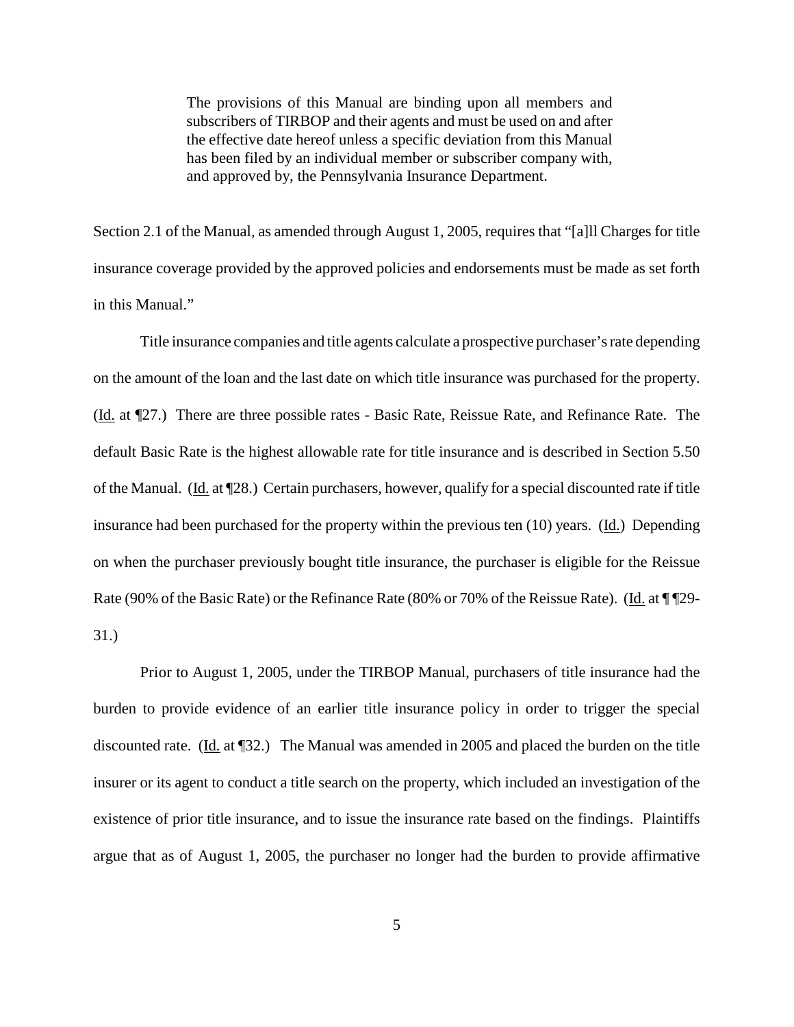> The provisions of this Manual are binding upon all members and subscribers of TIRBOP and their agents and must be used on and after the effective date hereof unless a specific deviation from this Manual has been filed by an individual member or subscriber company with, and approved by, the Pennsylvania Insurance Department.

Section 2.1 of the Manual, as amended through August 1, 2005, requires that "[a]ll Charges for title insurance coverage provided by the approved policies and endorsements must be made as set forth in this Manual."

Title insurance companies and title agents calculate a prospective purchaser's rate depending on the amount of the loan and the last date on which title insurance was purchased for the property. (Id. at ¶27.) There are three possible rates - Basic Rate, Reissue Rate, and Refinance Rate. The default Basic Rate is the highest allowable rate for title insurance and is described in Section 5.50 of the Manual. (Id. at ¶28.) Certain purchasers, however, qualify for a special discounted rate if title insurance had been purchased for the property within the previous ten (10) years. (Id.) Depending on when the purchaser previously bought title insurance, the purchaser is eligible for the Reissue Rate (90% of the Basic Rate) or the Refinance Rate (80% or 70% of the Reissue Rate). (Id. at ¶¶29-31.)

Prior to August 1, 2005, under the TIRBOP Manual, purchasers of title insurance had the burden to provide evidence of an earlier title insurance policy in order to trigger the special discounted rate. (Id. at ¶32.) The Manual was amended in 2005 and placed the burden on the title insurer or its agent to conduct a title search on the property, which included an investigation of the existence of prior title insurance, and to issue the insurance rate based on the findings. Plaintiffs argue that as of August 1, 2005, the purchaser no longer had the burden to provide affirmative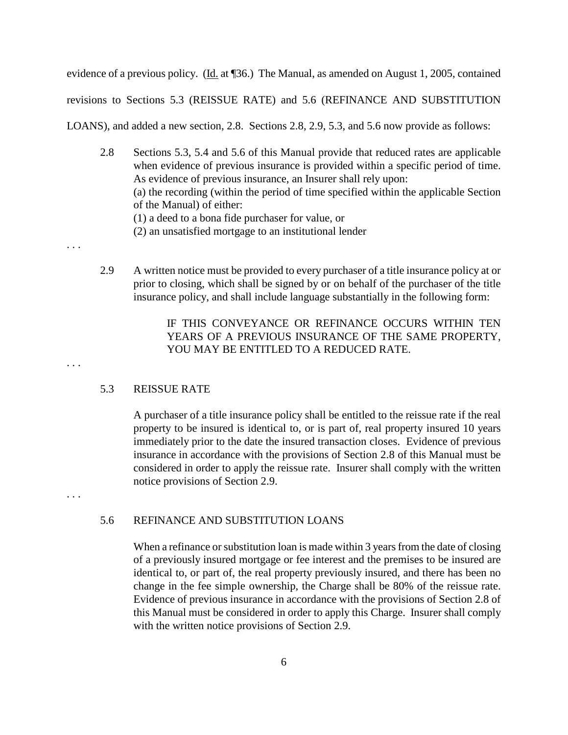evidence of a previous policy. (Id. at ¶36.) The Manual, as amended on August 1, 2005, contained revisions to Sections 5.3 (REISSUE RATE) and 5.6 (REFINANCE AND SUBSTITUTION LOANS), and added a new section, 2.8. Sections 2.8, 2.9, 5.3, and 5.6 now provide as follows:

> 2.8 Sections 5.3, 5.4 and 5.6 of this Manual provide that reduced rates are applicable when evidence of previous insurance is provided within a specific period of time. As evidence of previous insurance, an Insurer shall rely upon:
> (a) the recording (within the period of time specified within the applicable Section of the Manual) of either:
> (1) a deed to a bona fide purchaser for value, or
> (2) an unsatisfied mortgage to an institutional lender

. . .

> 2.9 A written notice must be provided to every purchaser of a title insurance policy at or prior to closing, which shall be signed by or on behalf of the purchaser of the title insurance policy, and shall include language substantially in the following form:
>
> > IF THIS CONVEYANCE OR REFINANCE OCCURS WITHIN TEN YEARS OF A PREVIOUS INSURANCE OF THE SAME PROPERTY, YOU MAY BE ENTITLED TO A REDUCED RATE.

. . .

> 5.3 REISSUE RATE
>
> A purchaser of a title insurance policy shall be entitled to the reissue rate if the real property to be insured is identical to, or is part of, real property insured 10 years immediately prior to the date the insured transaction closes. Evidence of previous insurance in accordance with the provisions of Section 2.8 of this Manual must be considered in order to apply the reissue rate. Insurer shall comply with the written notice provisions of Section 2.9.

. . .

> 5.6 REFINANCE AND SUBSTITUTION LOANS
>
> When a refinance or substitution loan is made within 3 years from the date of closing of a previously insured mortgage or fee interest and the premises to be insured are identical to, or part of, the real property previously insured, and there has been no change in the fee simple ownership, the Charge shall be 80% of the reissue rate. Evidence of previous insurance in accordance with the provisions of Section 2.8 of this Manual must be considered in order to apply this Charge. Insurer shall comply with the written notice provisions of Section 2.9.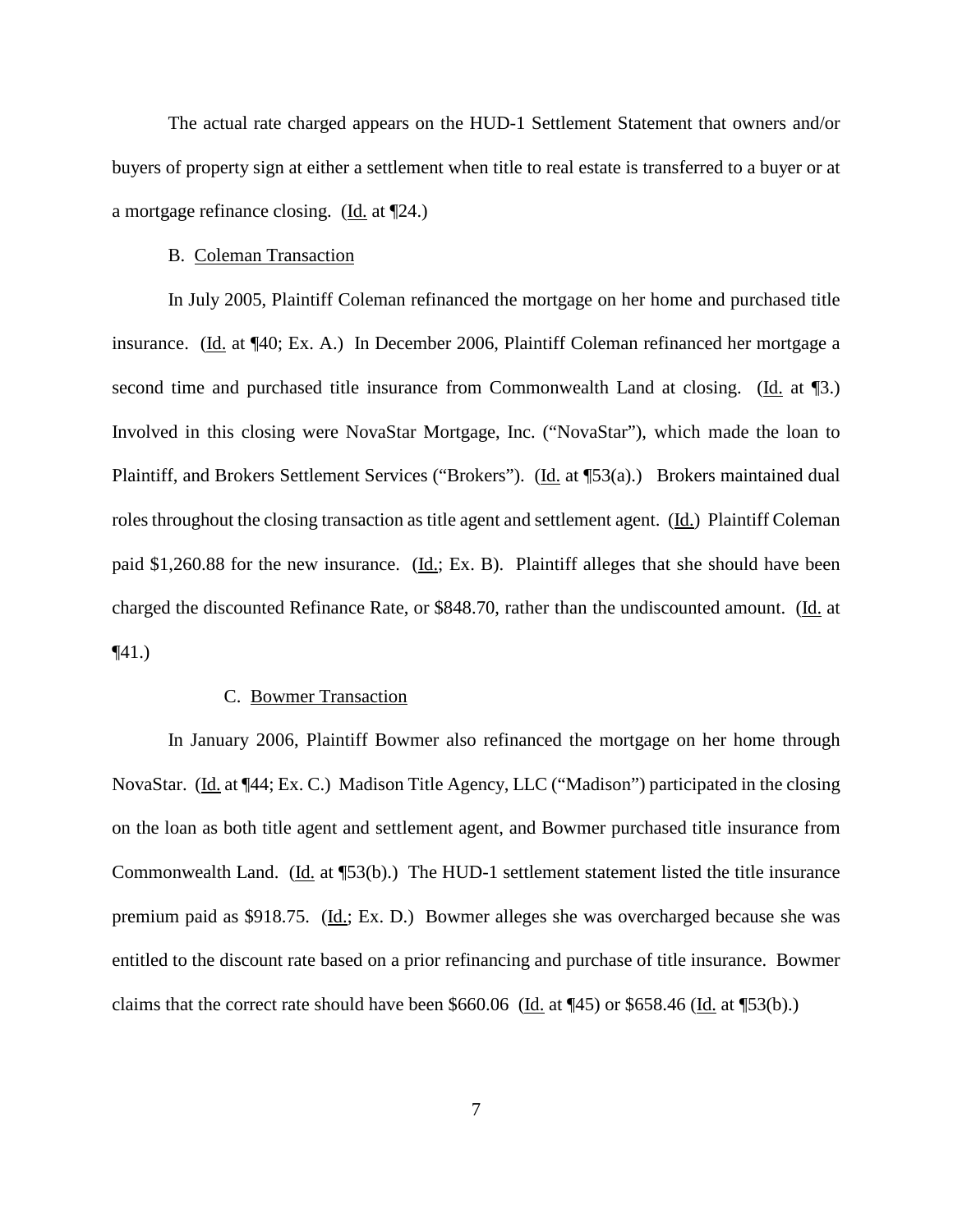The actual rate charged appears on the HUD-1 Settlement Statement that owners and/or buyers of property sign at either a settlement when title to real estate is transferred to a buyer or at a mortgage refinance closing. (Id. at ¶24.)

### B. Coleman Transaction

In July 2005, Plaintiff Coleman refinanced the mortgage on her home and purchased title insurance. (Id. at ¶40; Ex. A.) In December 2006, Plaintiff Coleman refinanced her mortgage a second time and purchased title insurance from Commonwealth Land at closing. (Id. at ¶3.) Involved in this closing were NovaStar Mortgage, Inc. ("NovaStar"), which made the loan to Plaintiff, and Brokers Settlement Services ("Brokers"). (Id. at ¶53(a).) Brokers maintained dual roles throughout the closing transaction as title agent and settlement agent. (Id.) Plaintiff Coleman paid $1,260.88 for the new insurance. (Id.; Ex. B). Plaintiff alleges that she should have been charged the discounted Refinance Rate, or $848.70, rather than the undiscounted amount. (Id. at ¶41.)

### C. Bowmer Transaction

In January 2006, Plaintiff Bowmer also refinanced the mortgage on her home through NovaStar. (Id. at ¶44; Ex. C.) Madison Title Agency, LLC ("Madison") participated in the closing on the loan as both title agent and settlement agent, and Bowmer purchased title insurance from Commonwealth Land. (Id. at ¶53(b).) The HUD-1 settlement statement listed the title insurance premium paid as $918.75. (Id.; Ex. D.) Bowmer alleges she was overcharged because she was entitled to the discount rate based on a prior refinancing and purchase of title insurance. Bowmer claims that the correct rate should have been $660.06 (Id. at ¶45) or $658.46 (Id. at ¶53(b).)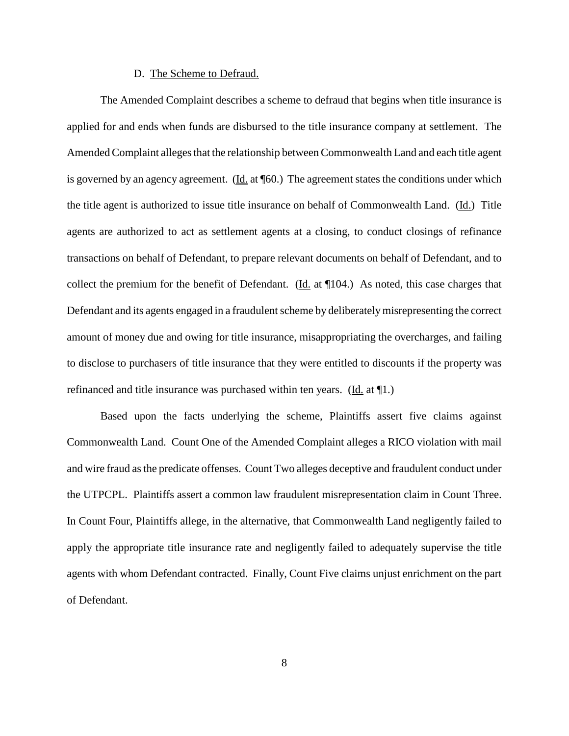D. The Scheme to Defraud.

The Amended Complaint describes a scheme to defraud that begins when title insurance is applied for and ends when funds are disbursed to the title insurance company at settlement. The Amended Complaint alleges that the relationship between Commonwealth Land and each title agent is governed by an agency agreement. (Id. at ¶60.) The agreement states the conditions under which the title agent is authorized to issue title insurance on behalf of Commonwealth Land. (Id.) Title agents are authorized to act as settlement agents at a closing, to conduct closings of refinance transactions on behalf of Defendant, to prepare relevant documents on behalf of Defendant, and to collect the premium for the benefit of Defendant. (Id. at ¶104.) As noted, this case charges that Defendant and its agents engaged in a fraudulent scheme by deliberately misrepresenting the correct amount of money due and owing for title insurance, misappropriating the overcharges, and failing to disclose to purchasers of title insurance that they were entitled to discounts if the property was refinanced and title insurance was purchased within ten years. (Id. at ¶1.)

Based upon the facts underlying the scheme, Plaintiffs assert five claims against Commonwealth Land. Count One of the Amended Complaint alleges a RICO violation with mail and wire fraud as the predicate offenses. Count Two alleges deceptive and fraudulent conduct under the UTPCPL. Plaintiffs assert a common law fraudulent misrepresentation claim in Count Three. In Count Four, Plaintiffs allege, in the alternative, that Commonwealth Land negligently failed to apply the appropriate title insurance rate and negligently failed to adequately supervise the title agents with whom Defendant contracted. Finally, Count Five claims unjust enrichment on the part of Defendant.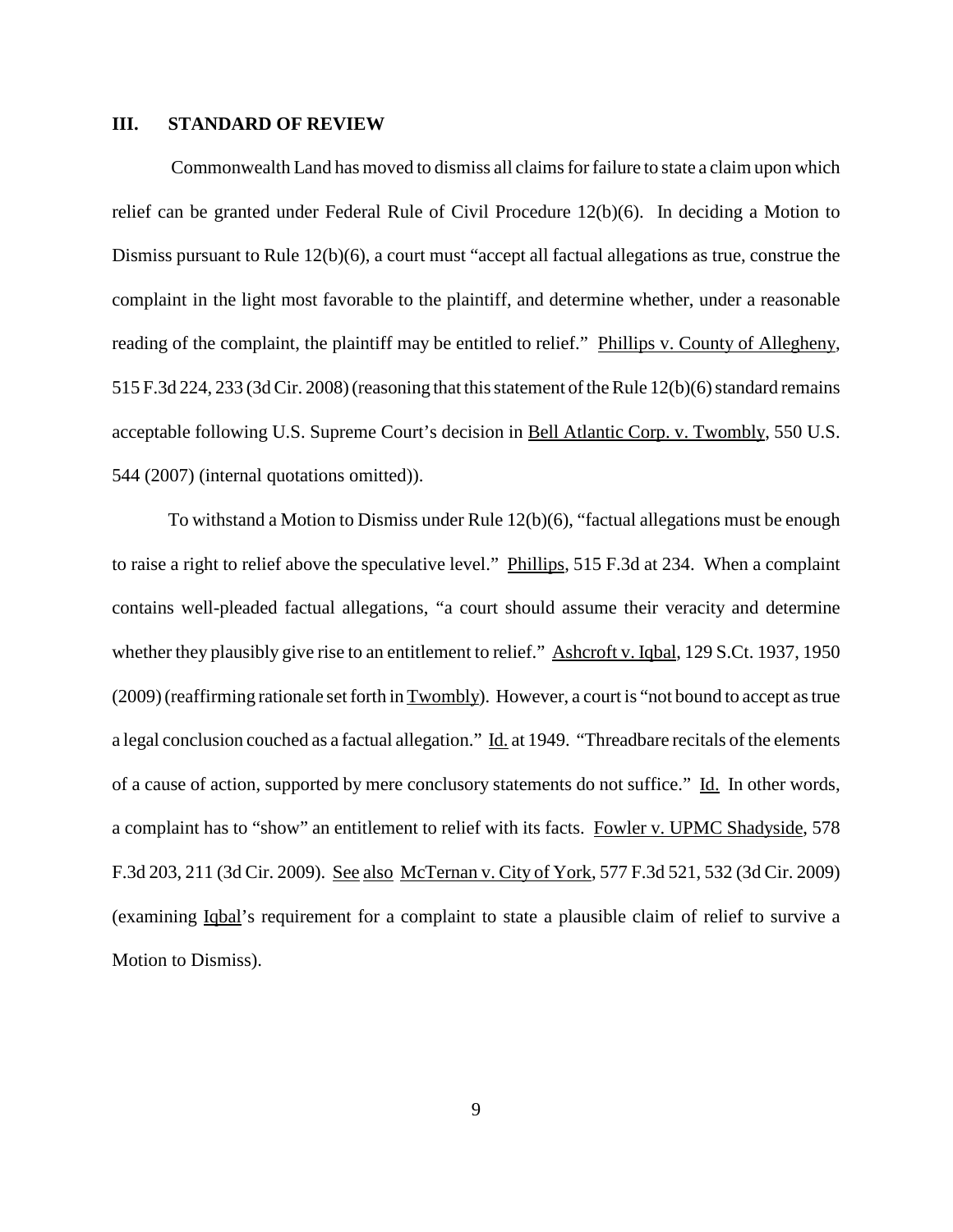## III. STANDARD OF REVIEW

Commonwealth Land has moved to dismiss all claims for failure to state a claim upon which relief can be granted under Federal Rule of Civil Procedure 12(b)(6). In deciding a Motion to Dismiss pursuant to Rule 12(b)(6), a court must "accept all factual allegations as true, construe the complaint in the light most favorable to the plaintiff, and determine whether, under a reasonable reading of the complaint, the plaintiff may be entitled to relief." Phillips v. County of Allegheny, 515 F.3d 224, 233 (3d Cir. 2008) (reasoning that this statement of the Rule 12(b)(6) standard remains acceptable following U.S. Supreme Court's decision in Bell Atlantic Corp. v. Twombly, 550 U.S. 544 (2007) (internal quotations omitted)).

To withstand a Motion to Dismiss under Rule 12(b)(6), "factual allegations must be enough to raise a right to relief above the speculative level." Phillips, 515 F.3d at 234. When a complaint contains well-pleaded factual allegations, "a court should assume their veracity and determine whether they plausibly give rise to an entitlement to relief." Ashcroft v. Iqbal, 129 S.Ct. 1937, 1950 (2009) (reaffirming rationale set forth in Twombly). However, a court is "not bound to accept as true a legal conclusion couched as a factual allegation." Id. at 1949. "Threadbare recitals of the elements of a cause of action, supported by mere conclusory statements do not suffice." Id. In other words, a complaint has to "show" an entitlement to relief with its facts. Fowler v. UPMC Shadyside, 578 F.3d 203, 211 (3d Cir. 2009). See also McTernan v. City of York, 577 F.3d 521, 532 (3d Cir. 2009) (examining Iqbal's requirement for a complaint to state a plausible claim of relief to survive a Motion to Dismiss).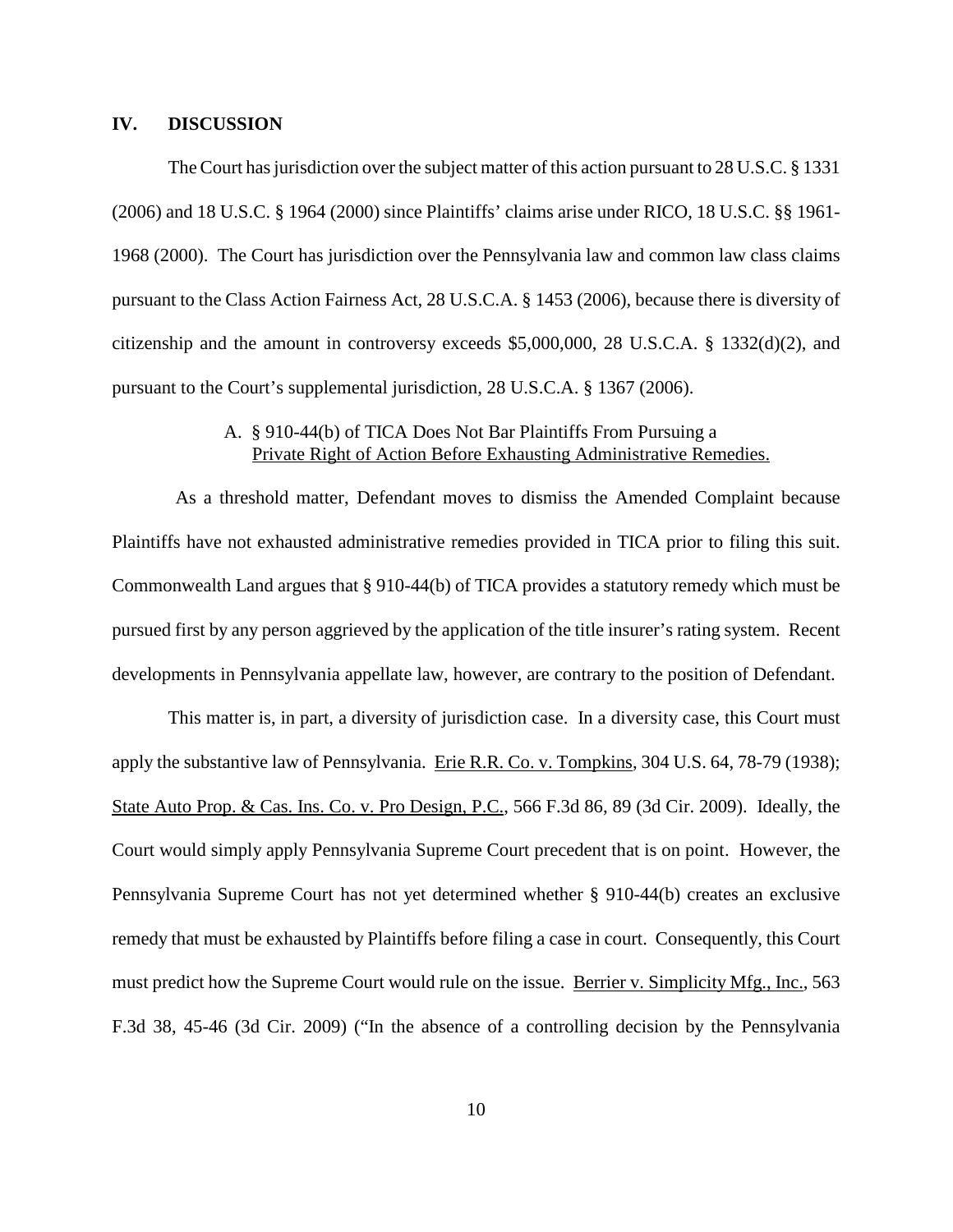## IV. DISCUSSION

The Court has jurisdiction over the subject matter of this action pursuant to 28 U.S.C. § 1331 (2006) and 18 U.S.C. § 1964 (2000) since Plaintiffs' claims arise under RICO, 18 U.S.C. §§ 1961-1968 (2000). The Court has jurisdiction over the Pennsylvania law and common law class claims pursuant to the Class Action Fairness Act, 28 U.S.C.A. § 1453 (2006), because there is diversity of citizenship and the amount in controversy exceeds $5,000,000, 28 U.S.C.A. § 1332(d)(2), and pursuant to the Court's supplemental jurisdiction, 28 U.S.C.A. § 1367 (2006).

### A. § 910-44(b) of TICA Does Not Bar Plaintiffs From Pursuing a Private Right of Action Before Exhausting Administrative Remedies.

As a threshold matter, Defendant moves to dismiss the Amended Complaint because Plaintiffs have not exhausted administrative remedies provided in TICA prior to filing this suit. Commonwealth Land argues that § 910-44(b) of TICA provides a statutory remedy which must be pursued first by any person aggrieved by the application of the title insurer's rating system. Recent developments in Pennsylvania appellate law, however, are contrary to the position of Defendant.

This matter is, in part, a diversity of jurisdiction case. In a diversity case, this Court must apply the substantive law of Pennsylvania. Erie R.R. Co. v. Tompkins, 304 U.S. 64, 78-79 (1938); State Auto Prop. & Cas. Ins. Co. v. Pro Design, P.C., 566 F.3d 86, 89 (3d Cir. 2009). Ideally, the Court would simply apply Pennsylvania Supreme Court precedent that is on point. However, the Pennsylvania Supreme Court has not yet determined whether § 910-44(b) creates an exclusive remedy that must be exhausted by Plaintiffs before filing a case in court. Consequently, this Court must predict how the Supreme Court would rule on the issue. Berrier v. Simplicity Mfg., Inc., 563 F.3d 38, 45-46 (3d Cir. 2009) ("In the absence of a controlling decision by the Pennsylvania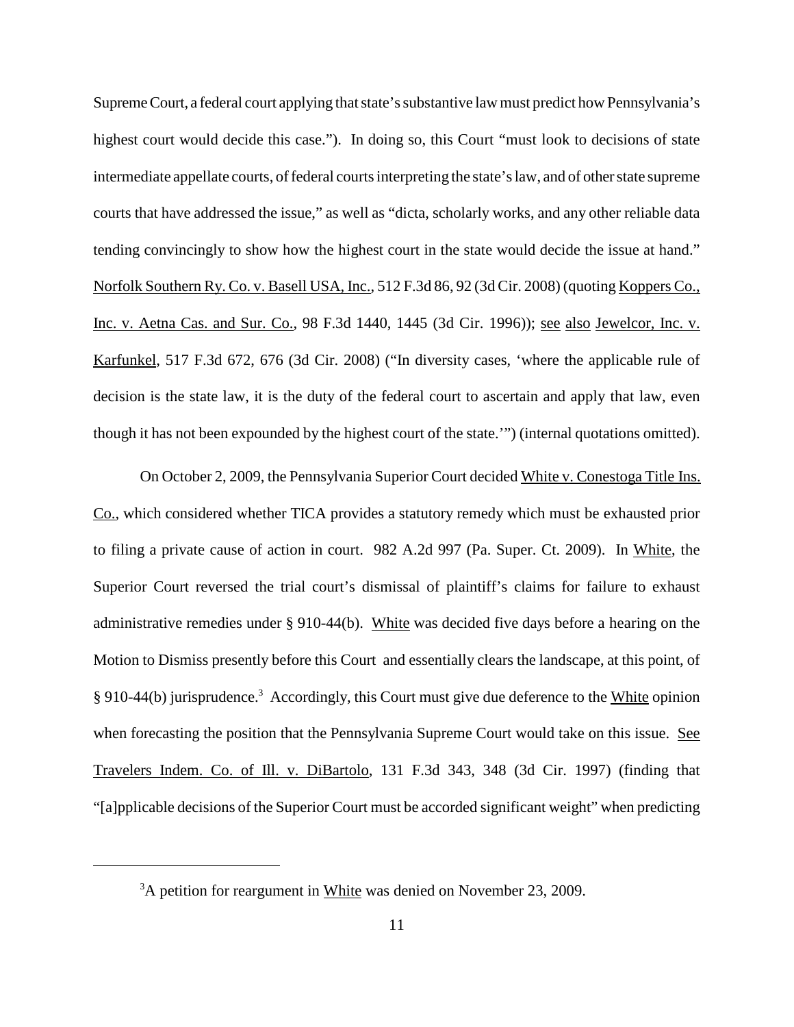Supreme Court, a federal court applying that state's substantive law must predict how Pennsylvania's highest court would decide this case."). In doing so, this Court "must look to decisions of state intermediate appellate courts, of federal courts interpreting the state's law, and of other state supreme courts that have addressed the issue," as well as "dicta, scholarly works, and any other reliable data tending convincingly to show how the highest court in the state would decide the issue at hand." Norfolk Southern Ry. Co. v. Basell USA, Inc., 512 F.3d 86, 92 (3d Cir. 2008) (quoting Koppers Co., Inc. v. Aetna Cas. and Sur. Co., 98 F.3d 1440, 1445 (3d Cir. 1996)); see also Jewelcor, Inc. v. Karfunkel, 517 F.3d 672, 676 (3d Cir. 2008) ("In diversity cases, 'where the applicable rule of decision is the state law, it is the duty of the federal court to ascertain and apply that law, even though it has not been expounded by the highest court of the state.'") (internal quotations omitted).

On October 2, 2009, the Pennsylvania Superior Court decided White v. Conestoga Title Ins. Co., which considered whether TICA provides a statutory remedy which must be exhausted prior to filing a private cause of action in court. 982 A.2d 997 (Pa. Super. Ct. 2009). In White, the Superior Court reversed the trial court's dismissal of plaintiff's claims for failure to exhaust administrative remedies under § 910-44(b). White was decided five days before a hearing on the Motion to Dismiss presently before this Court and essentially clears the landscape, at this point, of § 910-44(b) jurisprudence.[3] Accordingly, this Court must give due deference to the White opinion when forecasting the position that the Pennsylvania Supreme Court would take on this issue. See Travelers Indem. Co. of Ill. v. DiBartolo, 131 F.3d 343, 348 (3d Cir. 1997) (finding that "[a]pplicable decisions of the Superior Court must be accorded significant weight" when predicting

[3] A petition for reargument in White was denied on November 23, 2009.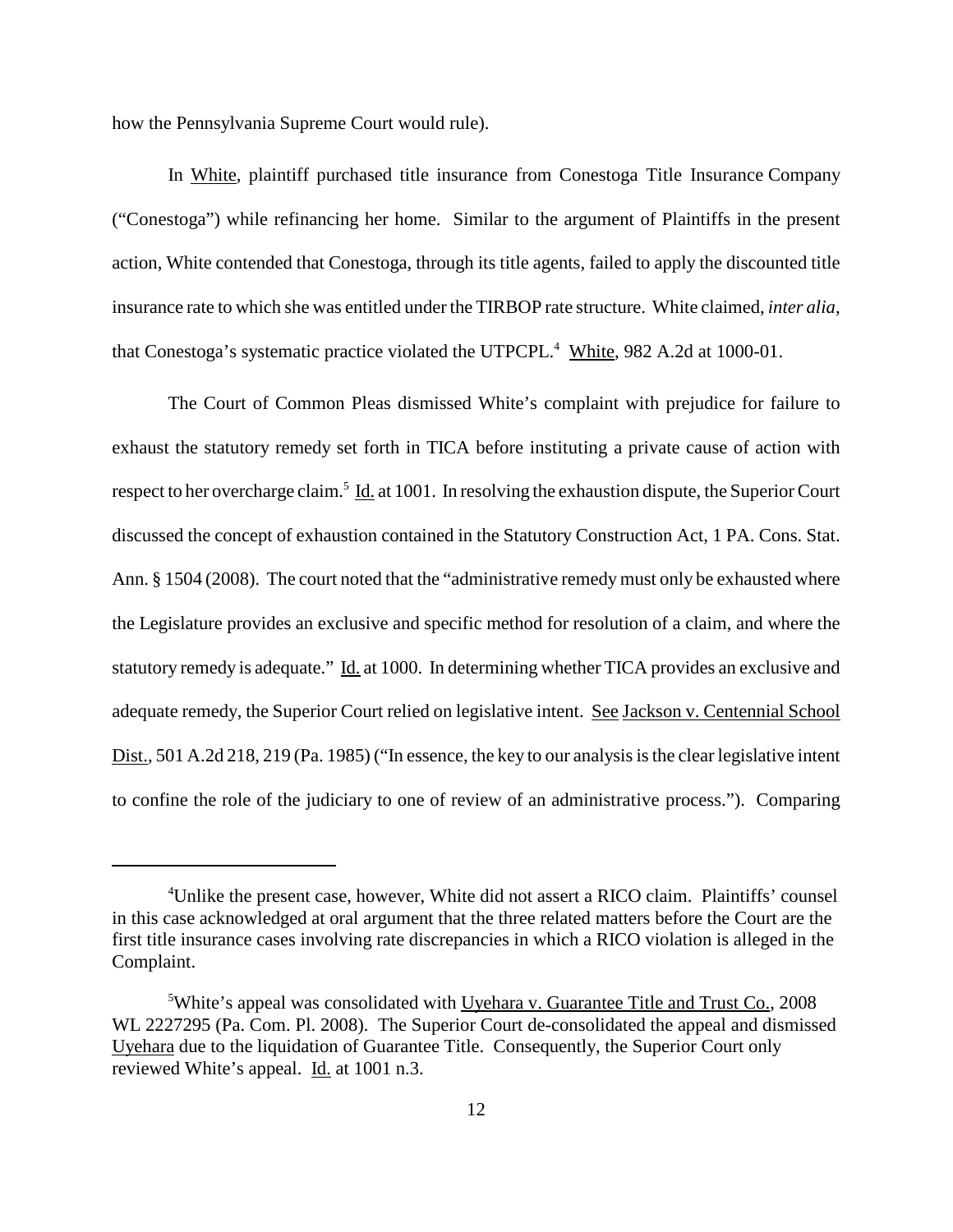how the Pennsylvania Supreme Court would rule).

In White, plaintiff purchased title insurance from Conestoga Title Insurance Company ("Conestoga") while refinancing her home. Similar to the argument of Plaintiffs in the present action, White contended that Conestoga, through its title agents, failed to apply the discounted title insurance rate to which she was entitled under the TIRBOP rate structure. White claimed, *inter alia*, that Conestoga's systematic practice violated the UTPCPL.[4] White, 982 A.2d at 1000-01.

The Court of Common Pleas dismissed White's complaint with prejudice for failure to exhaust the statutory remedy set forth in TICA before instituting a private cause of action with respect to her overcharge claim.[5] Id. at 1001. In resolving the exhaustion dispute, the Superior Court discussed the concept of exhaustion contained in the Statutory Construction Act, 1 PA. Cons. Stat. Ann. § 1504 (2008). The court noted that the "administrative remedy must only be exhausted where the Legislature provides an exclusive and specific method for resolution of a claim, and where the statutory remedy is adequate." Id. at 1000. In determining whether TICA provides an exclusive and adequate remedy, the Superior Court relied on legislative intent. See Jackson v. Centennial School Dist., 501 A.2d 218, 219 (Pa. 1985) ("In essence, the key to our analysis is the clear legislative intent to confine the role of the judiciary to one of review of an administrative process."). Comparing

---

[4] Unlike the present case, however, White did not assert a RICO claim. Plaintiffs' counsel in this case acknowledged at oral argument that the three related matters before the Court are the first title insurance cases involving rate discrepancies in which a RICO violation is alleged in the Complaint.

[5] White's appeal was consolidated with Uyehara v. Guarantee Title and Trust Co., 2008 WL 2227295 (Pa. Com. Pl. 2008). The Superior Court de-consolidated the appeal and dismissed Uyehara due to the liquidation of Guarantee Title. Consequently, the Superior Court only reviewed White's appeal. Id. at 1001 n.3.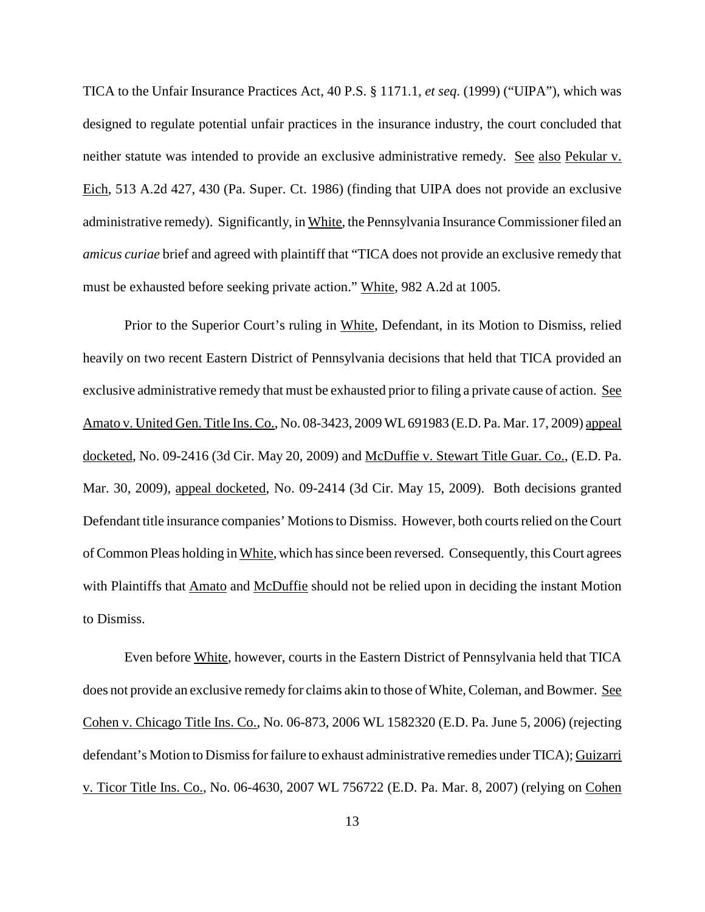TICA to the Unfair Insurance Practices Act, 40 P.S. § 1171.1, *et seq*. (1999) ("UIPA"), which was designed to regulate potential unfair practices in the insurance industry, the court concluded that neither statute was intended to provide an exclusive administrative remedy. See also Pekular v. Eich, 513 A.2d 427, 430 (Pa. Super. Ct. 1986) (finding that UIPA does not provide an exclusive administrative remedy). Significantly, in White, the Pennsylvania Insurance Commissioner filed an *amicus curiae* brief and agreed with plaintiff that "TICA does not provide an exclusive remedy that must be exhausted before seeking private action." White, 982 A.2d at 1005.

Prior to the Superior Court's ruling in White, Defendant, in its Motion to Dismiss, relied heavily on two recent Eastern District of Pennsylvania decisions that held that TICA provided an exclusive administrative remedy that must be exhausted prior to filing a private cause of action. See Amato v. United Gen. Title Ins. Co., No. 08-3423, 2009 WL 691983 (E.D. Pa. Mar. 17, 2009) appeal docketed, No. 09-2416 (3d Cir. May 20, 2009) and McDuffie v. Stewart Title Guar. Co., (E.D. Pa. Mar. 30, 2009), appeal docketed, No. 09-2414 (3d Cir. May 15, 2009). Both decisions granted Defendant title insurance companies' Motions to Dismiss. However, both courts relied on the Court of Common Pleas holding in White, which has since been reversed. Consequently, this Court agrees with Plaintiffs that Amato and McDuffie should not be relied upon in deciding the instant Motion to Dismiss.

Even before White, however, courts in the Eastern District of Pennsylvania held that TICA does not provide an exclusive remedy for claims akin to those of White, Coleman, and Bowmer. See Cohen v. Chicago Title Ins. Co., No. 06-873, 2006 WL 1582320 (E.D. Pa. June 5, 2006) (rejecting defendant's Motion to Dismiss for failure to exhaust administrative remedies under TICA); Guizarri v. Ticor Title Ins. Co., No. 06-4630, 2007 WL 756722 (E.D. Pa. Mar. 8, 2007) (relying on Cohen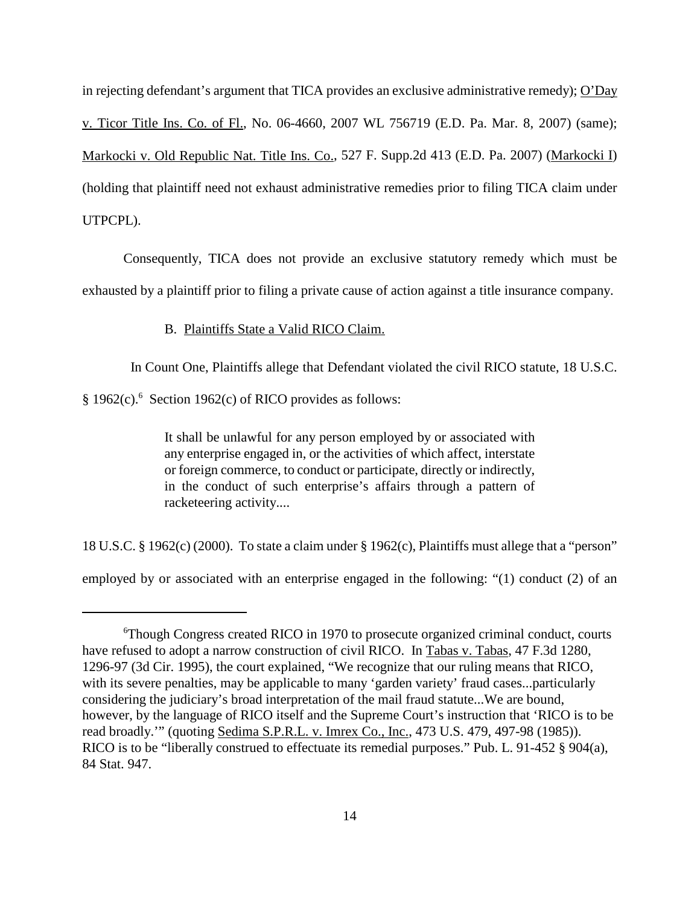in rejecting defendant's argument that TICA provides an exclusive administrative remedy); O'Day v. Ticor Title Ins. Co. of Fl., No. 06-4660, 2007 WL 756719 (E.D. Pa. Mar. 8, 2007) (same); Markocki v. Old Republic Nat. Title Ins. Co., 527 F. Supp.2d 413 (E.D. Pa. 2007) (Markocki I) (holding that plaintiff need not exhaust administrative remedies prior to filing TICA claim under UTPCPL).

Consequently, TICA does not provide an exclusive statutory remedy which must be exhausted by a plaintiff prior to filing a private cause of action against a title insurance company.

B. Plaintiffs State a Valid RICO Claim.

In Count One, Plaintiffs allege that Defendant violated the civil RICO statute, 18 U.S.C. § 1962(c).[6] Section 1962(c) of RICO provides as follows:

> It shall be unlawful for any person employed by or associated with any enterprise engaged in, or the activities of which affect, interstate or foreign commerce, to conduct or participate, directly or indirectly, in the conduct of such enterprise's affairs through a pattern of racketeering activity....

18 U.S.C. § 1962(c) (2000). To state a claim under § 1962(c), Plaintiffs must allege that a "person" employed by or associated with an enterprise engaged in the following: "(1) conduct (2) of an

---

[6]Though Congress created RICO in 1970 to prosecute organized criminal conduct, courts have refused to adopt a narrow construction of civil RICO. In Tabas v. Tabas, 47 F.3d 1280, 1296-97 (3d Cir. 1995), the court explained, "We recognize that our ruling means that RICO, with its severe penalties, may be applicable to many 'garden variety' fraud cases...particularly considering the judiciary's broad interpretation of the mail fraud statute...We are bound, however, by the language of RICO itself and the Supreme Court's instruction that 'RICO is to be read broadly.'" (quoting Sedima S.P.R.L. v. Imrex Co., Inc., 473 U.S. 479, 497-98 (1985)). RICO is to be "liberally construed to effectuate its remedial purposes." Pub. L. 91-452 § 904(a), 84 Stat. 947.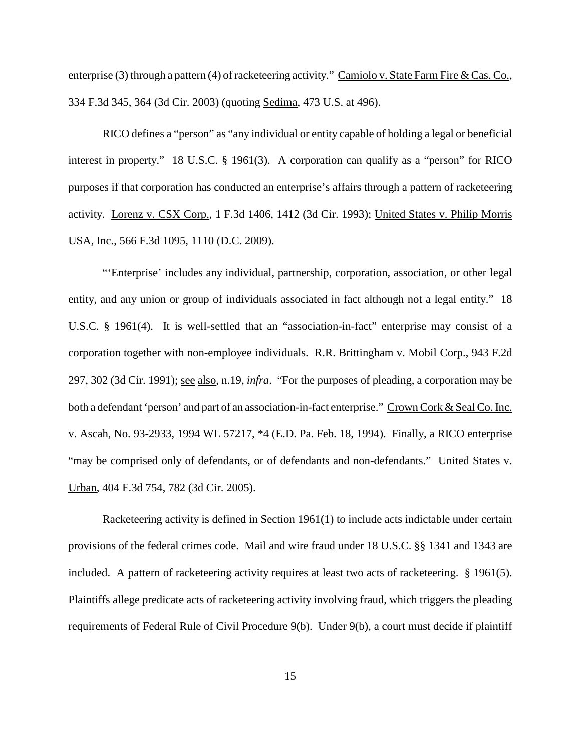enterprise (3) through a pattern (4) of racketeering activity." Camiolo v. State Farm Fire & Cas. Co., 334 F.3d 345, 364 (3d Cir. 2003) (quoting Sedima, 473 U.S. at 496).

RICO defines a "person" as "any individual or entity capable of holding a legal or beneficial interest in property." 18 U.S.C. § 1961(3). A corporation can qualify as a "person" for RICO purposes if that corporation has conducted an enterprise's affairs through a pattern of racketeering activity. Lorenz v. CSX Corp., 1 F.3d 1406, 1412 (3d Cir. 1993); United States v. Philip Morris USA, Inc., 566 F.3d 1095, 1110 (D.C. 2009).

"'Enterprise' includes any individual, partnership, corporation, association, or other legal entity, and any union or group of individuals associated in fact although not a legal entity." 18 U.S.C. § 1961(4). It is well-settled that an "association-in-fact" enterprise may consist of a corporation together with non-employee individuals. R.R. Brittingham v. Mobil Corp., 943 F.2d 297, 302 (3d Cir. 1991); see also, n.19, *infra*. "For the purposes of pleading, a corporation may be both a defendant 'person' and part of an association-in-fact enterprise." Crown Cork & Seal Co. Inc. v. Ascah, No. 93-2933, 1994 WL 57217, *4 (E.D. Pa. Feb. 18, 1994). Finally, a RICO enterprise "may be comprised only of defendants, or of defendants and non-defendants." United States v. Urban, 404 F.3d 754, 782 (3d Cir. 2005).

Racketeering activity is defined in Section 1961(1) to include acts indictable under certain provisions of the federal crimes code. Mail and wire fraud under 18 U.S.C. §§ 1341 and 1343 are included. A pattern of racketeering activity requires at least two acts of racketeering. § 1961(5). Plaintiffs allege predicate acts of racketeering activity involving fraud, which triggers the pleading requirements of Federal Rule of Civil Procedure 9(b). Under 9(b), a court must decide if plaintiff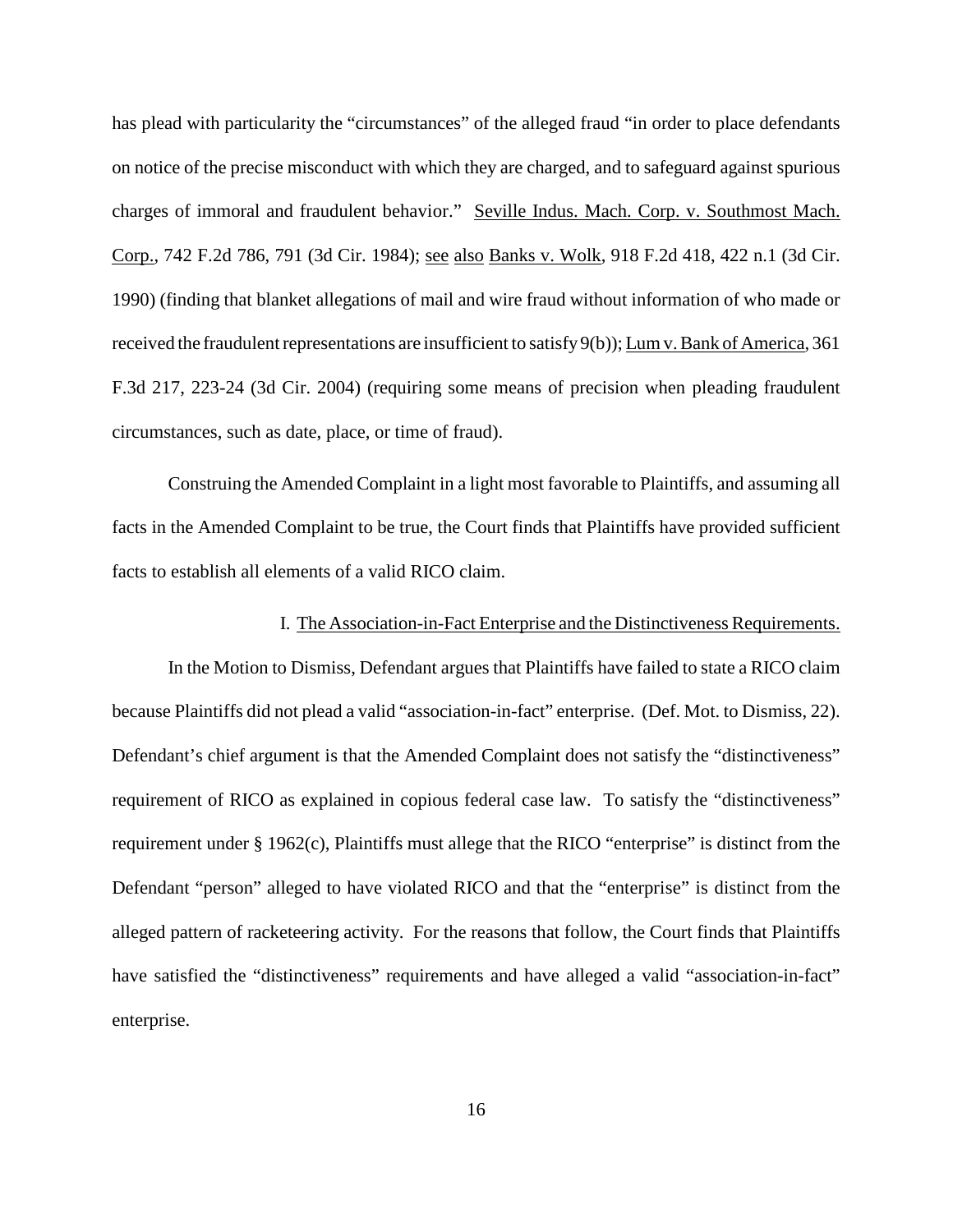has plead with particularity the "circumstances" of the alleged fraud "in order to place defendants on notice of the precise misconduct with which they are charged, and to safeguard against spurious charges of immoral and fraudulent behavior." Seville Indus. Mach. Corp. v. Southmost Mach. Corp., 742 F.2d 786, 791 (3d Cir. 1984); see also Banks v. Wolk, 918 F.2d 418, 422 n.1 (3d Cir. 1990) (finding that blanket allegations of mail and wire fraud without information of who made or received the fraudulent representations are insufficient to satisfy 9(b)); Lum v. Bank of America, 361 F.3d 217, 223-24 (3d Cir. 2004) (requiring some means of precision when pleading fraudulent circumstances, such as date, place, or time of fraud).

Construing the Amended Complaint in a light most favorable to Plaintiffs, and assuming all facts in the Amended Complaint to be true, the Court finds that Plaintiffs have provided sufficient facts to establish all elements of a valid RICO claim.

## I. The Association-in-Fact Enterprise and the Distinctiveness Requirements.

In the Motion to Dismiss, Defendant argues that Plaintiffs have failed to state a RICO claim because Plaintiffs did not plead a valid "association-in-fact" enterprise. (Def. Mot. to Dismiss, 22). Defendant's chief argument is that the Amended Complaint does not satisfy the "distinctiveness" requirement of RICO as explained in copious federal case law. To satisfy the "distinctiveness" requirement under § 1962(c), Plaintiffs must allege that the RICO "enterprise" is distinct from the Defendant "person" alleged to have violated RICO and that the "enterprise" is distinct from the alleged pattern of racketeering activity. For the reasons that follow, the Court finds that Plaintiffs have satisfied the "distinctiveness" requirements and have alleged a valid "association-in-fact" enterprise.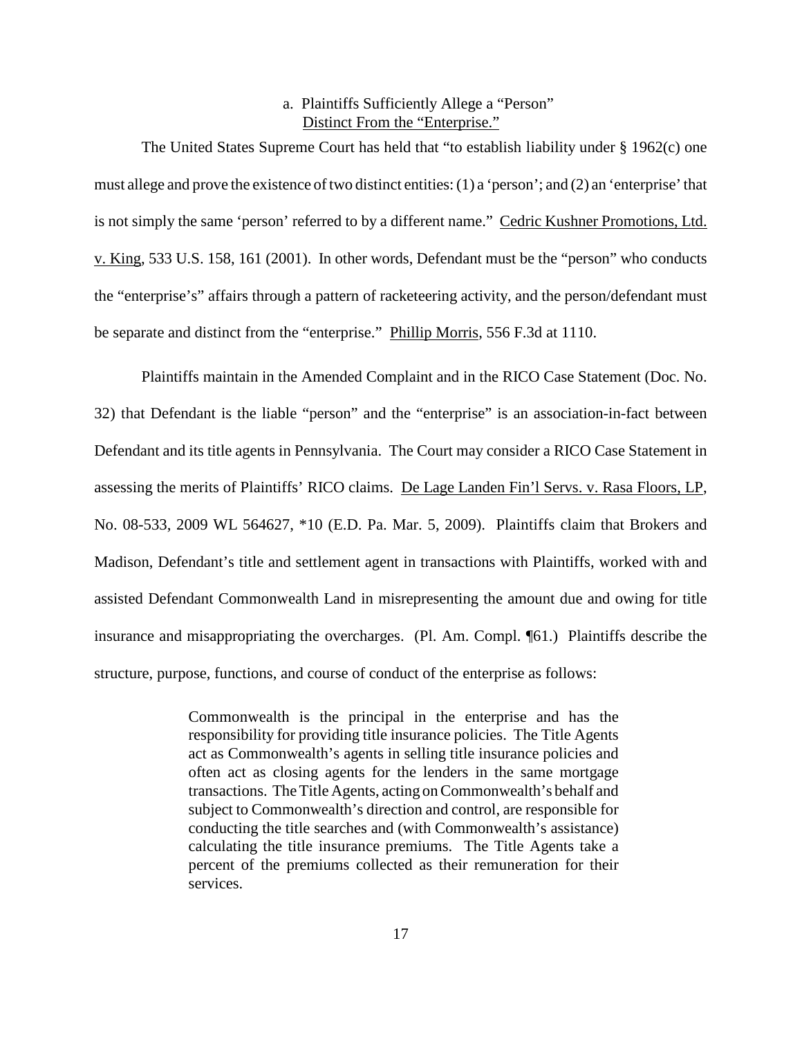a. Plaintiffs Sufficiently Allege a "Person" Distinct From the "Enterprise."

The United States Supreme Court has held that "to establish liability under § 1962(c) one must allege and prove the existence of two distinct entities: (1) a 'person'; and (2) an 'enterprise' that is not simply the same 'person' referred to by a different name." Cedric Kushner Promotions, Ltd. v. King, 533 U.S. 158, 161 (2001). In other words, Defendant must be the "person" who conducts the "enterprise's" affairs through a pattern of racketeering activity, and the person/defendant must be separate and distinct from the "enterprise." Phillip Morris, 556 F.3d at 1110.

Plaintiffs maintain in the Amended Complaint and in the RICO Case Statement (Doc. No. 32) that Defendant is the liable "person" and the "enterprise" is an association-in-fact between Defendant and its title agents in Pennsylvania. The Court may consider a RICO Case Statement in assessing the merits of Plaintiffs' RICO claims. De Lage Landen Fin'l Servs. v. Rasa Floors, LP, No. 08-533, 2009 WL 564627, *10 (E.D. Pa. Mar. 5, 2009). Plaintiffs claim that Brokers and Madison, Defendant's title and settlement agent in transactions with Plaintiffs, worked with and assisted Defendant Commonwealth Land in misrepresenting the amount due and owing for title insurance and misappropriating the overcharges. (Pl. Am. Compl. ¶61.) Plaintiffs describe the structure, purpose, functions, and course of conduct of the enterprise as follows:

> Commonwealth is the principal in the enterprise and has the responsibility for providing title insurance policies. The Title Agents act as Commonwealth's agents in selling title insurance policies and often act as closing agents for the lenders in the same mortgage transactions. The Title Agents, acting on Commonwealth's behalf and subject to Commonwealth's direction and control, are responsible for conducting the title searches and (with Commonwealth's assistance) calculating the title insurance premiums. The Title Agents take a percent of the premiums collected as their remuneration for their services.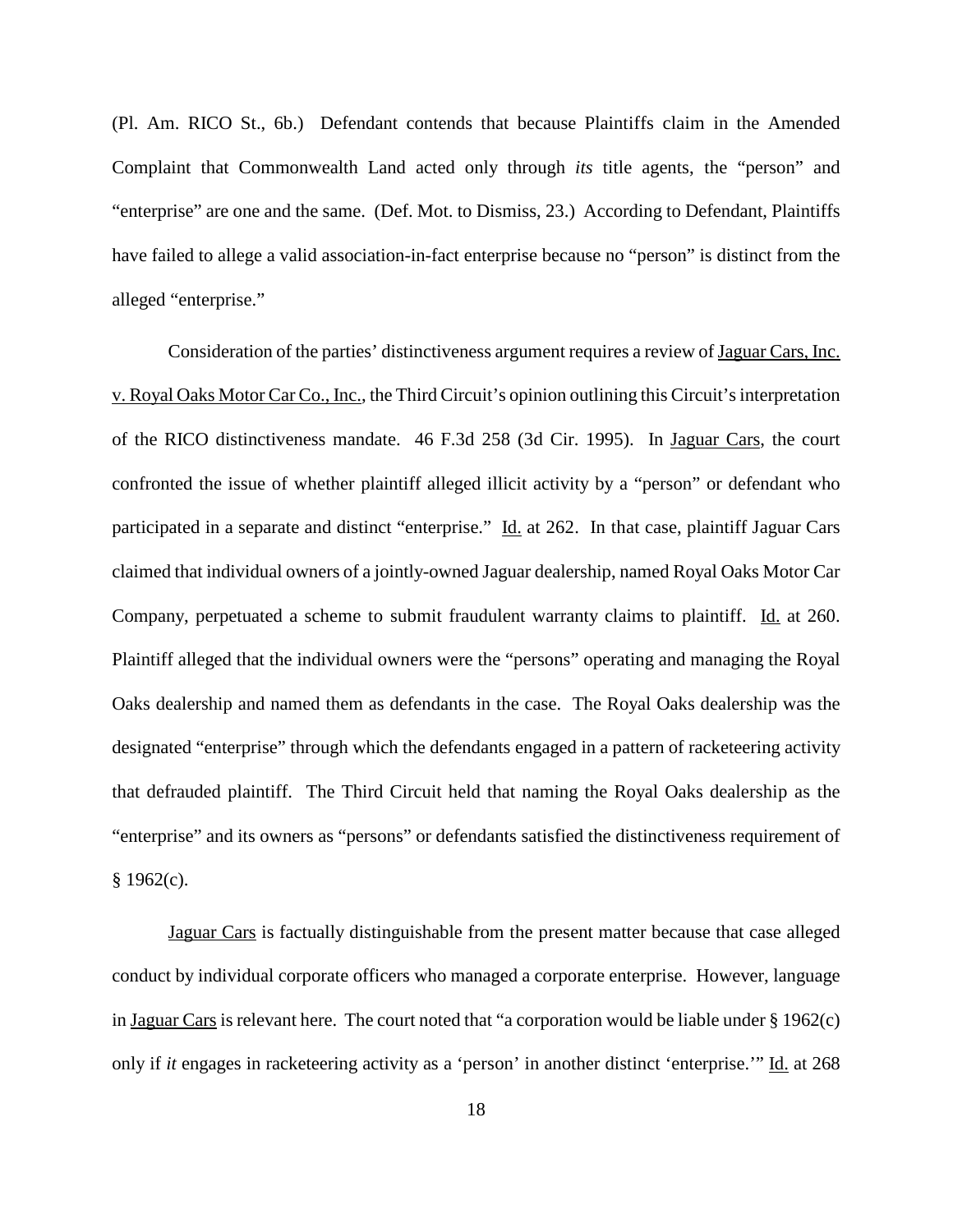(Pl. Am. RICO St., 6b.) Defendant contends that because Plaintiffs claim in the Amended Complaint that Commonwealth Land acted only through *its* title agents, the "person" and "enterprise" are one and the same. (Def. Mot. to Dismiss, 23.) According to Defendant, Plaintiffs have failed to allege a valid association-in-fact enterprise because no "person" is distinct from the alleged "enterprise."

Consideration of the parties' distinctiveness argument requires a review of Jaguar Cars, Inc. v. Royal Oaks Motor Car Co., Inc., the Third Circuit's opinion outlining this Circuit's interpretation of the RICO distinctiveness mandate. 46 F.3d 258 (3d Cir. 1995). In Jaguar Cars, the court confronted the issue of whether plaintiff alleged illicit activity by a "person" or defendant who participated in a separate and distinct "enterprise." Id. at 262. In that case, plaintiff Jaguar Cars claimed that individual owners of a jointly-owned Jaguar dealership, named Royal Oaks Motor Car Company, perpetuated a scheme to submit fraudulent warranty claims to plaintiff. Id. at 260. Plaintiff alleged that the individual owners were the "persons" operating and managing the Royal Oaks dealership and named them as defendants in the case. The Royal Oaks dealership was the designated "enterprise" through which the defendants engaged in a pattern of racketeering activity that defrauded plaintiff. The Third Circuit held that naming the Royal Oaks dealership as the "enterprise" and its owners as "persons" or defendants satisfied the distinctiveness requirement of § 1962(c).

Jaguar Cars is factually distinguishable from the present matter because that case alleged conduct by individual corporate officers who managed a corporate enterprise. However, language in Jaguar Cars is relevant here. The court noted that "a corporation would be liable under § 1962(c) only if *it* engages in racketeering activity as a 'person' in another distinct 'enterprise.'" Id. at 268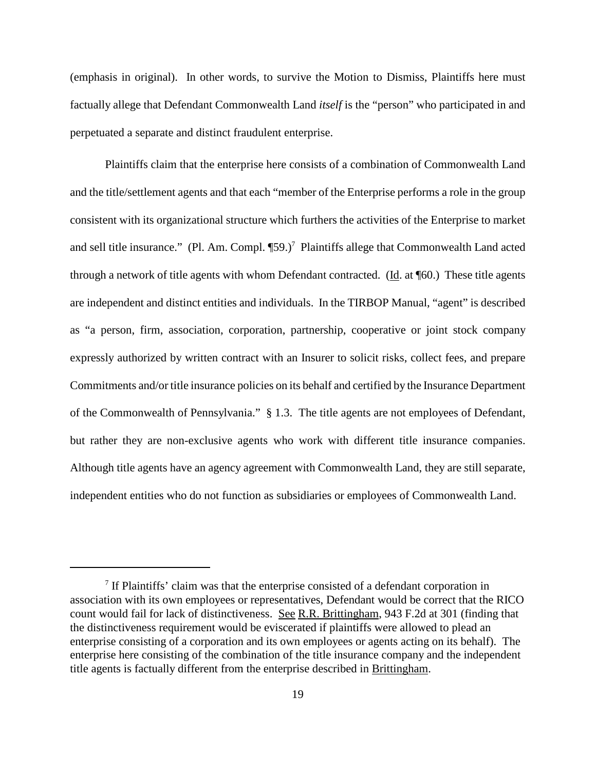(emphasis in original). In other words, to survive the Motion to Dismiss, Plaintiffs here must factually allege that Defendant Commonwealth Land *itself* is the "person" who participated in and perpetuated a separate and distinct fraudulent enterprise.

Plaintiffs claim that the enterprise here consists of a combination of Commonwealth Land and the title/settlement agents and that each "member of the Enterprise performs a role in the group consistent with its organizational structure which furthers the activities of the Enterprise to market and sell title insurance." (Pl. Am. Compl. ¶59.)[7] Plaintiffs allege that Commonwealth Land acted through a network of title agents with whom Defendant contracted. (Id. at ¶60.) These title agents are independent and distinct entities and individuals. In the TIRBOP Manual, "agent" is described as "a person, firm, association, corporation, partnership, cooperative or joint stock company expressly authorized by written contract with an Insurer to solicit risks, collect fees, and prepare Commitments and/or title insurance policies on its behalf and certified by the Insurance Department of the Commonwealth of Pennsylvania." § 1.3. The title agents are not employees of Defendant, but rather they are non-exclusive agents who work with different title insurance companies. Although title agents have an agency agreement with Commonwealth Land, they are still separate, independent entities who do not function as subsidiaries or employees of Commonwealth Land.

---

[7] If Plaintiffs' claim was that the enterprise consisted of a defendant corporation in association with its own employees or representatives, Defendant would be correct that the RICO count would fail for lack of distinctiveness. See R.R. Brittingham, 943 F.2d at 301 (finding that the distinctiveness requirement would be eviscerated if plaintiffs were allowed to plead an enterprise consisting of a corporation and its own employees or agents acting on its behalf). The enterprise here consisting of the combination of the title insurance company and the independent title agents is factually different from the enterprise described in Brittingham.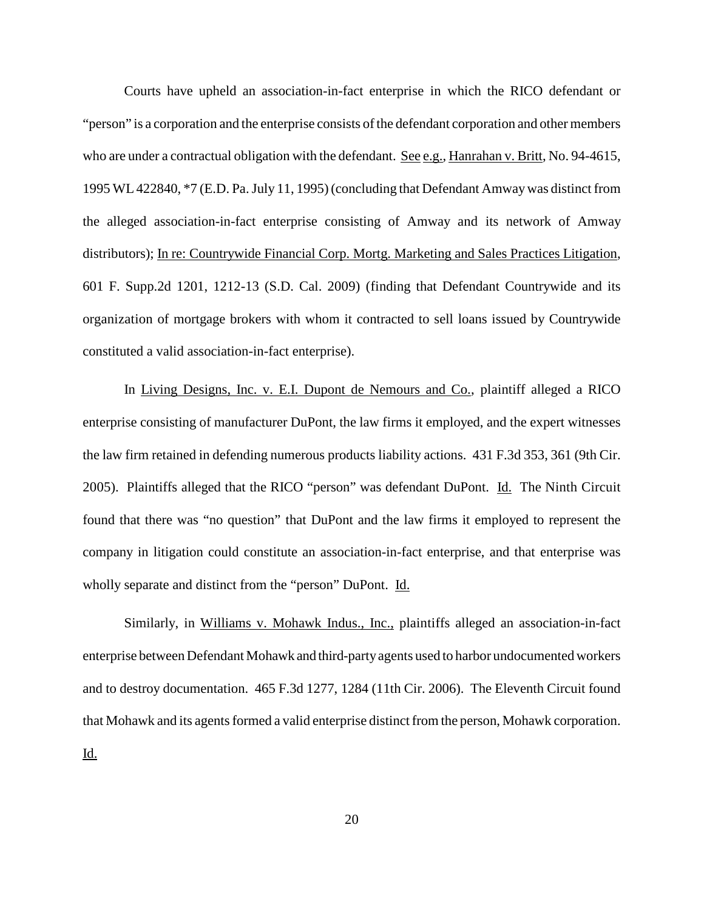Courts have upheld an association-in-fact enterprise in which the RICO defendant or "person" is a corporation and the enterprise consists of the defendant corporation and other members who are under a contractual obligation with the defendant. See e.g., Hanrahan v. Britt, No. 94-4615, 1995 WL 422840, *7 (E.D. Pa. July 11, 1995) (concluding that Defendant Amway was distinct from the alleged association-in-fact enterprise consisting of Amway and its network of Amway distributors); In re: Countrywide Financial Corp. Mortg. Marketing and Sales Practices Litigation, 601 F. Supp.2d 1201, 1212-13 (S.D. Cal. 2009) (finding that Defendant Countrywide and its organization of mortgage brokers with whom it contracted to sell loans issued by Countrywide constituted a valid association-in-fact enterprise).

In Living Designs, Inc. v. E.I. Dupont de Nemours and Co., plaintiff alleged a RICO enterprise consisting of manufacturer DuPont, the law firms it employed, and the expert witnesses the law firm retained in defending numerous products liability actions. 431 F.3d 353, 361 (9th Cir. 2005). Plaintiffs alleged that the RICO "person" was defendant DuPont. Id. The Ninth Circuit found that there was "no question" that DuPont and the law firms it employed to represent the company in litigation could constitute an association-in-fact enterprise, and that enterprise was wholly separate and distinct from the "person" DuPont. Id.

Similarly, in Williams v. Mohawk Indus., Inc., plaintiffs alleged an association-in-fact enterprise between Defendant Mohawk and third-party agents used to harbor undocumented workers and to destroy documentation. 465 F.3d 1277, 1284 (11th Cir. 2006). The Eleventh Circuit found that Mohawk and its agents formed a valid enterprise distinct from the person, Mohawk corporation. Id.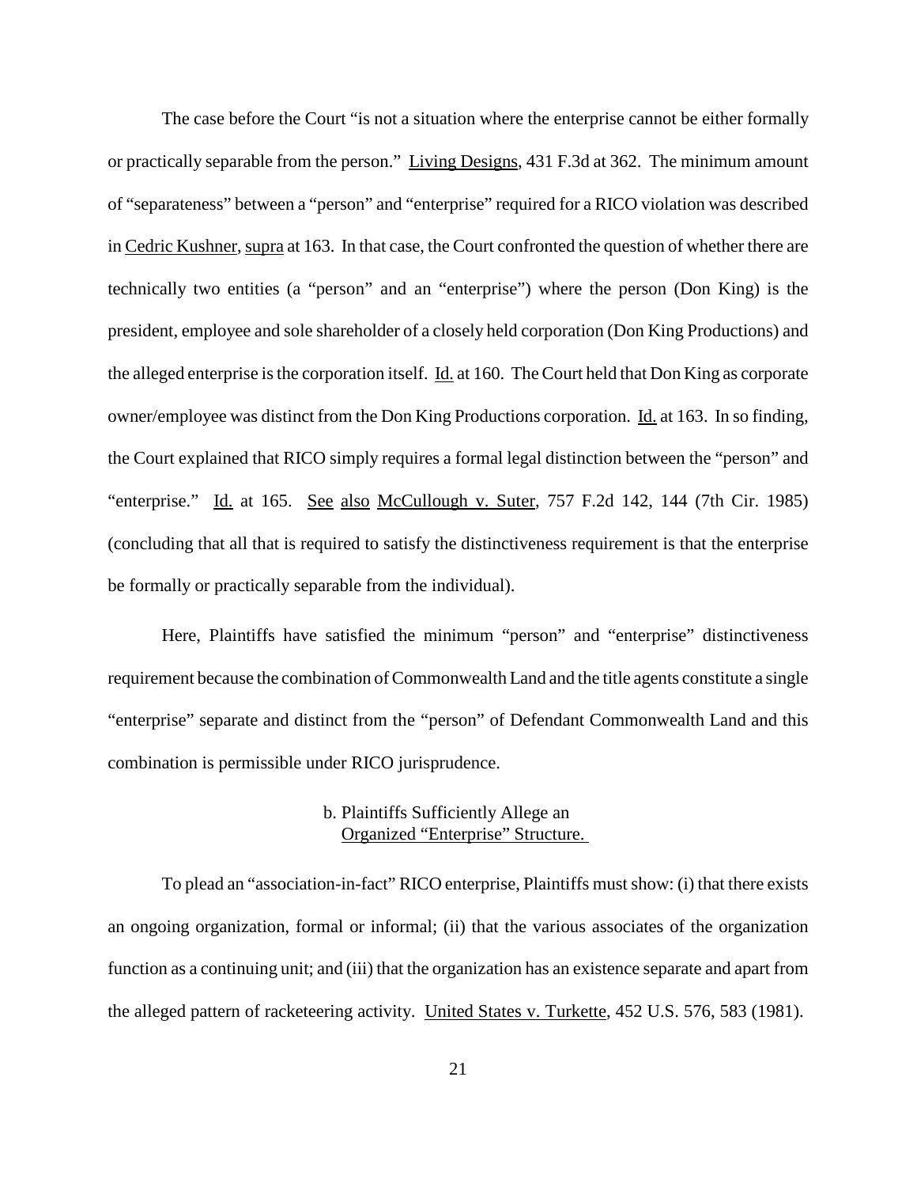The case before the Court "is not a situation where the enterprise cannot be either formally or practically separable from the person." Living Designs, 431 F.3d at 362. The minimum amount of "separateness" between a "person" and "enterprise" required for a RICO violation was described in Cedric Kushner, supra at 163. In that case, the Court confronted the question of whether there are technically two entities (a "person" and an "enterprise") where the person (Don King) is the president, employee and sole shareholder of a closely held corporation (Don King Productions) and the alleged enterprise is the corporation itself. Id. at 160. The Court held that Don King as corporate owner/employee was distinct from the Don King Productions corporation. Id. at 163. In so finding, the Court explained that RICO simply requires a formal legal distinction between the "person" and "enterprise." Id. at 165. See also McCullough v. Suter, 757 F.2d 142, 144 (7th Cir. 1985) (concluding that all that is required to satisfy the distinctiveness requirement is that the enterprise be formally or practically separable from the individual).

Here, Plaintiffs have satisfied the minimum "person" and "enterprise" distinctiveness requirement because the combination of Commonwealth Land and the title agents constitute a single "enterprise" separate and distinct from the "person" of Defendant Commonwealth Land and this combination is permissible under RICO jurisprudence.

### b. Plaintiffs Sufficiently Allege an Organized "Enterprise" Structure.

To plead an "association-in-fact" RICO enterprise, Plaintiffs must show: (i) that there exists an ongoing organization, formal or informal; (ii) that the various associates of the organization function as a continuing unit; and (iii) that the organization has an existence separate and apart from the alleged pattern of racketeering activity. United States v. Turkette, 452 U.S. 576, 583 (1981).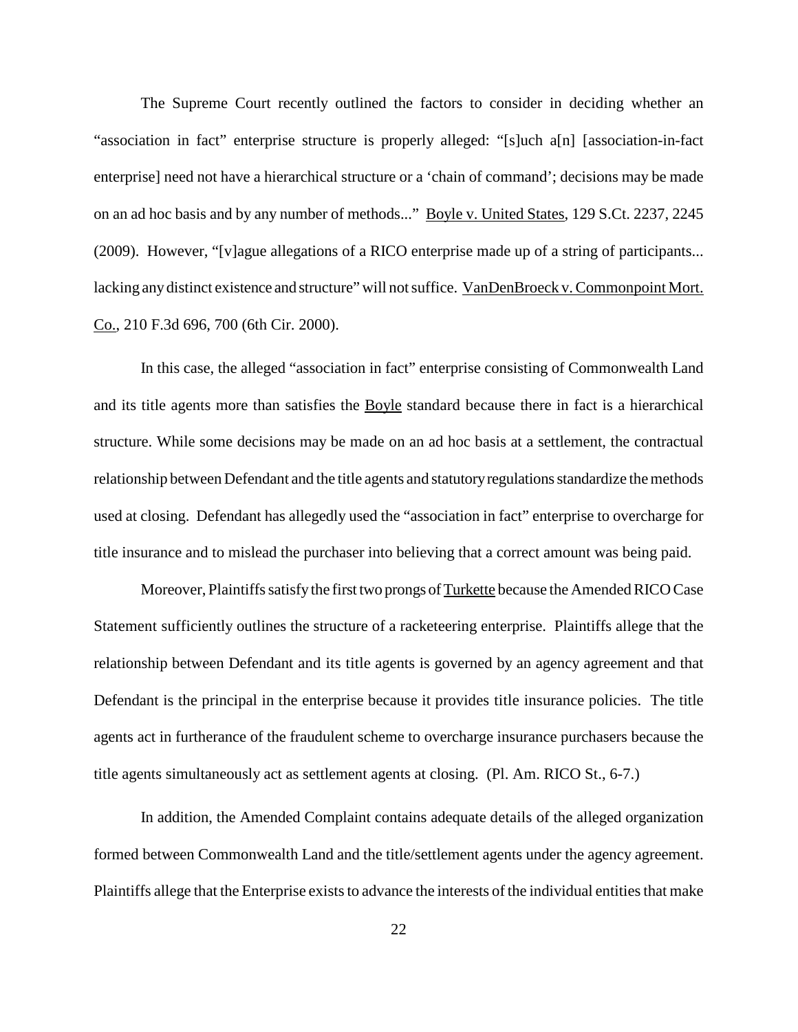The Supreme Court recently outlined the factors to consider in deciding whether an "association in fact" enterprise structure is properly alleged: "[s]uch a[n] [association-in-fact enterprise] need not have a hierarchical structure or a 'chain of command'; decisions may be made on an ad hoc basis and by any number of methods..." Boyle v. United States, 129 S.Ct. 2237, 2245 (2009). However, "[v]ague allegations of a RICO enterprise made up of a string of participants... lacking any distinct existence and structure" will not suffice. VanDenBroeck v. Commonpoint Mort. Co., 210 F.3d 696, 700 (6th Cir. 2000).

In this case, the alleged "association in fact" enterprise consisting of Commonwealth Land and its title agents more than satisfies the Boyle standard because there in fact is a hierarchical structure. While some decisions may be made on an ad hoc basis at a settlement, the contractual relationship between Defendant and the title agents and statutory regulations standardize the methods used at closing. Defendant has allegedly used the "association in fact" enterprise to overcharge for title insurance and to mislead the purchaser into believing that a correct amount was being paid.

Moreover, Plaintiffs satisfy the first two prongs of Turkette because the Amended RICO Case Statement sufficiently outlines the structure of a racketeering enterprise. Plaintiffs allege that the relationship between Defendant and its title agents is governed by an agency agreement and that Defendant is the principal in the enterprise because it provides title insurance policies. The title agents act in furtherance of the fraudulent scheme to overcharge insurance purchasers because the title agents simultaneously act as settlement agents at closing. (Pl. Am. RICO St., 6-7.)

In addition, the Amended Complaint contains adequate details of the alleged organization formed between Commonwealth Land and the title/settlement agents under the agency agreement. Plaintiffs allege that the Enterprise exists to advance the interests of the individual entities that make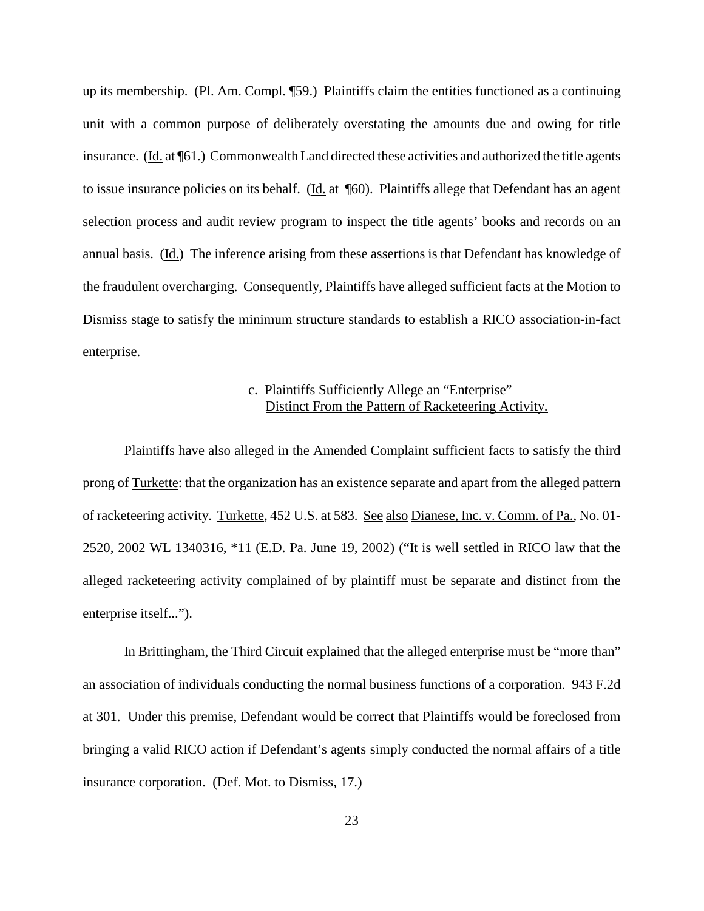up its membership. (Pl. Am. Compl. ¶59.) Plaintiffs claim the entities functioned as a continuing unit with a common purpose of deliberately overstating the amounts due and owing for title insurance. (Id. at ¶61.) Commonwealth Land directed these activities and authorized the title agents to issue insurance policies on its behalf. (Id. at ¶60). Plaintiffs allege that Defendant has an agent selection process and audit review program to inspect the title agents' books and records on an annual basis. (Id.) The inference arising from these assertions is that Defendant has knowledge of the fraudulent overcharging. Consequently, Plaintiffs have alleged sufficient facts at the Motion to Dismiss stage to satisfy the minimum structure standards to establish a RICO association-in-fact enterprise.

c. Plaintiffs Sufficiently Allege an "Enterprise" Distinct From the Pattern of Racketeering Activity.

Plaintiffs have also alleged in the Amended Complaint sufficient facts to satisfy the third prong of Turkette: that the organization has an existence separate and apart from the alleged pattern of racketeering activity. Turkette, 452 U.S. at 583. See also Dianese, Inc. v. Comm. of Pa., No. 01-2520, 2002 WL 1340316, *11 (E.D. Pa. June 19, 2002) ("It is well settled in RICO law that the alleged racketeering activity complained of by plaintiff must be separate and distinct from the enterprise itself...").

In Brittingham, the Third Circuit explained that the alleged enterprise must be "more than" an association of individuals conducting the normal business functions of a corporation. 943 F.2d at 301. Under this premise, Defendant would be correct that Plaintiffs would be foreclosed from bringing a valid RICO action if Defendant's agents simply conducted the normal affairs of a title insurance corporation. (Def. Mot. to Dismiss, 17.)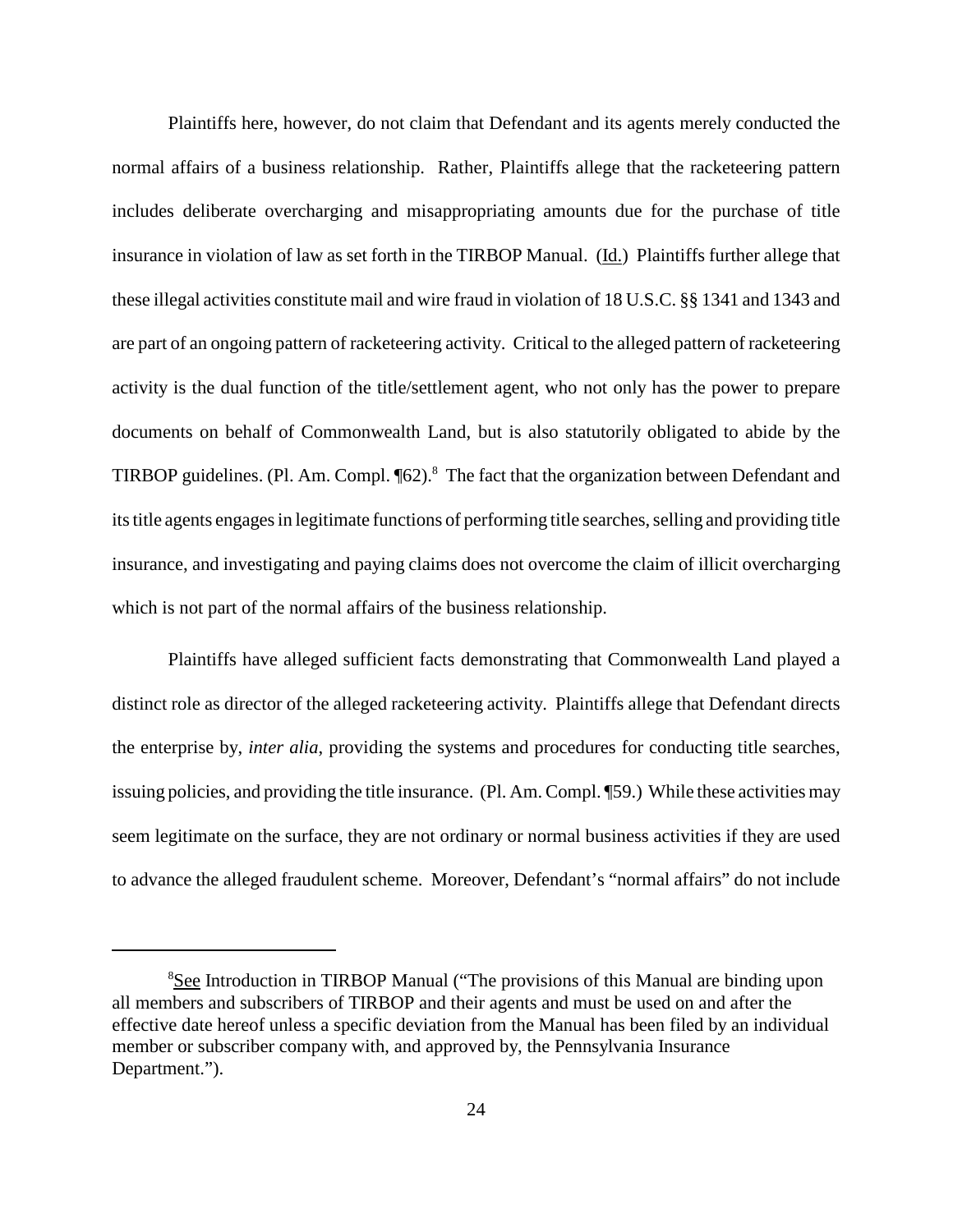Plaintiffs here, however, do not claim that Defendant and its agents merely conducted the normal affairs of a business relationship. Rather, Plaintiffs allege that the racketeering pattern includes deliberate overcharging and misappropriating amounts due for the purchase of title insurance in violation of law as set forth in the TIRBOP Manual. (Id.) Plaintiffs further allege that these illegal activities constitute mail and wire fraud in violation of 18 U.S.C. §§ 1341 and 1343 and are part of an ongoing pattern of racketeering activity. Critical to the alleged pattern of racketeering activity is the dual function of the title/settlement agent, who not only has the power to prepare documents on behalf of Commonwealth Land, but is also statutorily obligated to abide by the TIRBOP guidelines. (Pl. Am. Compl. ¶62).[8] The fact that the organization between Defendant and its title agents engages in legitimate functions of performing title searches, selling and providing title insurance, and investigating and paying claims does not overcome the claim of illicit overcharging which is not part of the normal affairs of the business relationship.

Plaintiffs have alleged sufficient facts demonstrating that Commonwealth Land played a distinct role as director of the alleged racketeering activity. Plaintiffs allege that Defendant directs the enterprise by, *inter alia*, providing the systems and procedures for conducting title searches, issuing policies, and providing the title insurance. (Pl. Am. Compl. ¶59.) While these activities may seem legitimate on the surface, they are not ordinary or normal business activities if they are used to advance the alleged fraudulent scheme. Moreover, Defendant's "normal affairs" do not include

[8] See Introduction in TIRBOP Manual ("The provisions of this Manual are binding upon all members and subscribers of TIRBOP and their agents and must be used on and after the effective date hereof unless a specific deviation from the Manual has been filed by an individual member or subscriber company with, and approved by, the Pennsylvania Insurance Department.").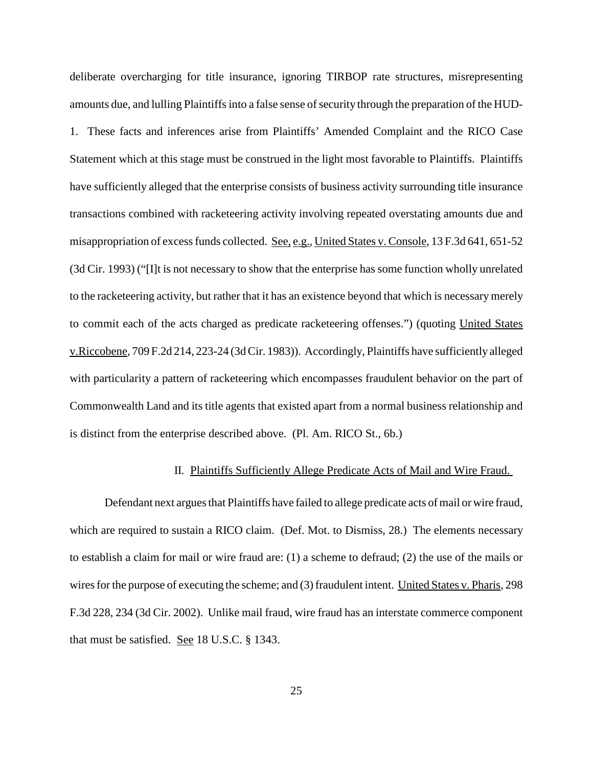deliberate overcharging for title insurance, ignoring TIRBOP rate structures, misrepresenting amounts due, and lulling Plaintiffs into a false sense of security through the preparation of the HUD-1. These facts and inferences arise from Plaintiffs' Amended Complaint and the RICO Case Statement which at this stage must be construed in the light most favorable to Plaintiffs. Plaintiffs have sufficiently alleged that the enterprise consists of business activity surrounding title insurance transactions combined with racketeering activity involving repeated overstating amounts due and misappropriation of excess funds collected. See, e.g., United States v. Console, 13 F.3d 641, 651-52 (3d Cir. 1993) ("[I]t is not necessary to show that the enterprise has some function wholly unrelated to the racketeering activity, but rather that it has an existence beyond that which is necessary merely to commit each of the acts charged as predicate racketeering offenses.") (quoting United States v.Riccobene, 709 F.2d 214, 223-24 (3d Cir. 1983)). Accordingly, Plaintiffs have sufficiently alleged with particularity a pattern of racketeering which encompasses fraudulent behavior on the part of Commonwealth Land and its title agents that existed apart from a normal business relationship and is distinct from the enterprise described above. (Pl. Am. RICO St., 6b.)

## II. Plaintiffs Sufficiently Allege Predicate Acts of Mail and Wire Fraud.

Defendant next argues that Plaintiffs have failed to allege predicate acts of mail or wire fraud, which are required to sustain a RICO claim. (Def. Mot. to Dismiss, 28.) The elements necessary to establish a claim for mail or wire fraud are: (1) a scheme to defraud; (2) the use of the mails or wires for the purpose of executing the scheme; and (3) fraudulent intent. United States v. Pharis, 298 F.3d 228, 234 (3d Cir. 2002). Unlike mail fraud, wire fraud has an interstate commerce component that must be satisfied. See 18 U.S.C. § 1343.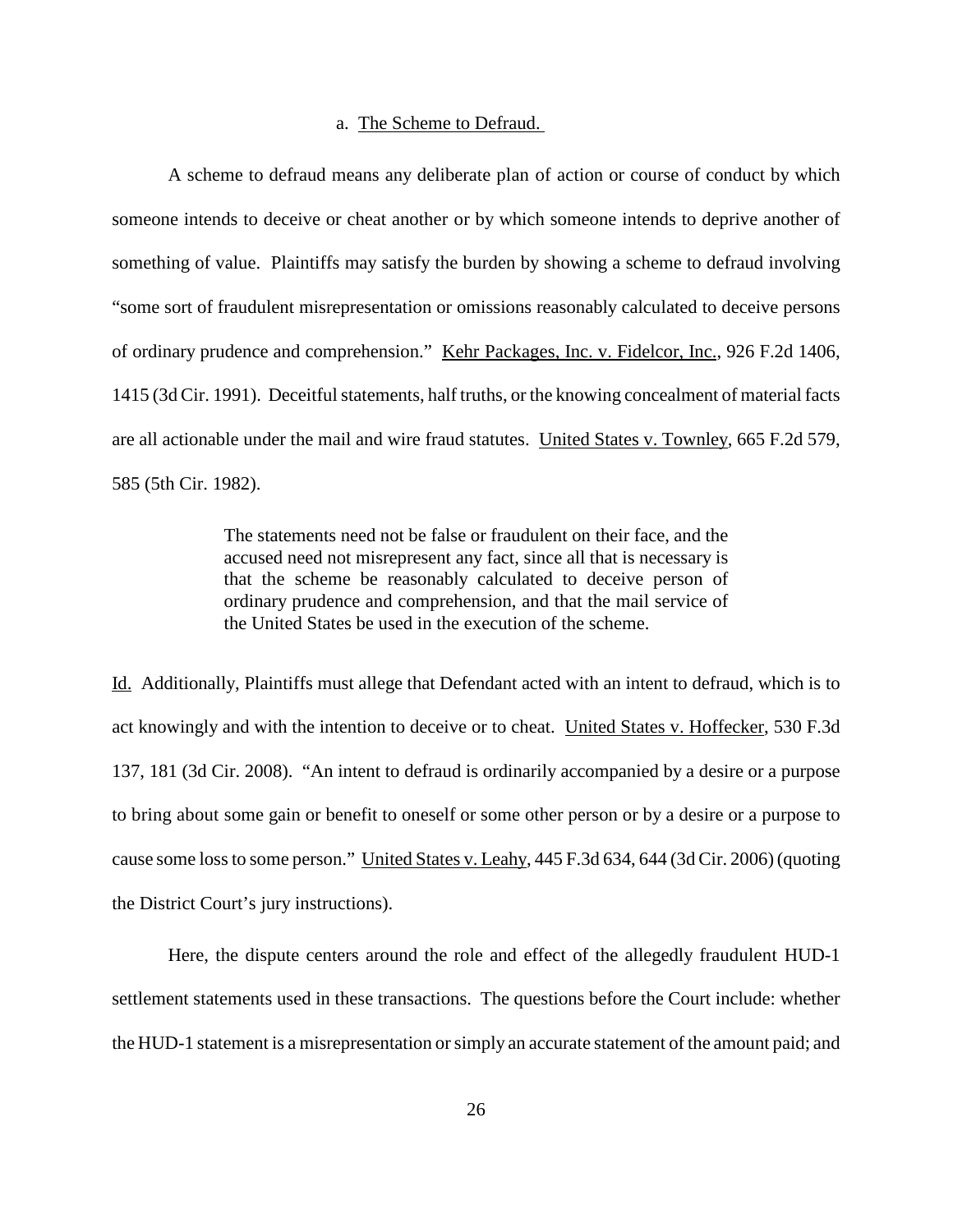a. <u>The Scheme to Defraud.</u>

A scheme to defraud means any deliberate plan of action or course of conduct by which someone intends to deceive or cheat another or by which someone intends to deprive another of something of value. Plaintiffs may satisfy the burden by showing a scheme to defraud involving "some sort of fraudulent misrepresentation or omissions reasonably calculated to deceive persons of ordinary prudence and comprehension." <u>Kehr Packages, Inc. v. Fidelcor, Inc.</u>, 926 F.2d 1406, 1415 (3d Cir. 1991). Deceitful statements, half truths, or the knowing concealment of material facts are all actionable under the mail and wire fraud statutes. <u>United States v. Townley</u>, 665 F.2d 579, 585 (5th Cir. 1982).

> The statements need not be false or fraudulent on their face, and the accused need not misrepresent any fact, since all that is necessary is that the scheme be reasonably calculated to deceive person of ordinary prudence and comprehension, and that the mail service of the United States be used in the execution of the scheme.

<u>Id.</u> Additionally, Plaintiffs must allege that Defendant acted with an intent to defraud, which is to act knowingly and with the intention to deceive or to cheat. <u>United States v. Hoffecker</u>, 530 F.3d 137, 181 (3d Cir. 2008). "An intent to defraud is ordinarily accompanied by a desire or a purpose to bring about some gain or benefit to oneself or some other person or by a desire or a purpose to cause some loss to some person." <u>United States v. Leahy</u>, 445 F.3d 634, 644 (3d Cir. 2006) (quoting the District Court's jury instructions).

Here, the dispute centers around the role and effect of the allegedly fraudulent HUD-1 settlement statements used in these transactions. The questions before the Court include: whether the HUD-1 statement is a misrepresentation or simply an accurate statement of the amount paid; and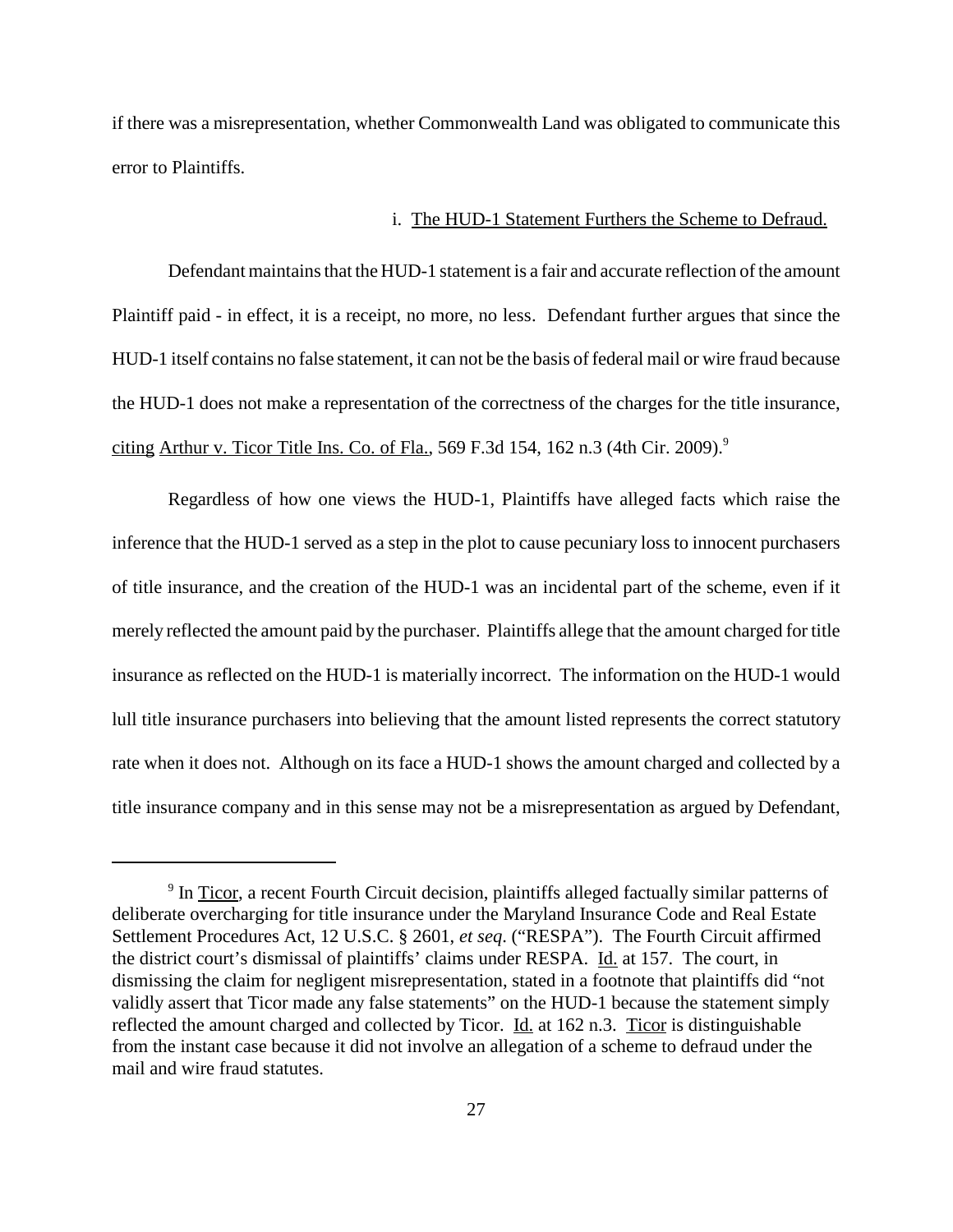if there was a misrepresentation, whether Commonwealth Land was obligated to communicate this error to Plaintiffs.

i. The HUD-1 Statement Furthers the Scheme to Defraud.

Defendant maintains that the HUD-1 statement is a fair and accurate reflection of the amount Plaintiff paid - in effect, it is a receipt, no more, no less. Defendant further argues that since the HUD-1 itself contains no false statement, it can not be the basis of federal mail or wire fraud because the HUD-1 does not make a representation of the correctness of the charges for the title insurance, citing Arthur v. Ticor Title Ins. Co. of Fla., 569 F.3d 154, 162 n.3 (4th Cir. 2009).[9]

Regardless of how one views the HUD-1, Plaintiffs have alleged facts which raise the inference that the HUD-1 served as a step in the plot to cause pecuniary loss to innocent purchasers of title insurance, and the creation of the HUD-1 was an incidental part of the scheme, even if it merely reflected the amount paid by the purchaser. Plaintiffs allege that the amount charged for title insurance as reflected on the HUD-1 is materially incorrect. The information on the HUD-1 would lull title insurance purchasers into believing that the amount listed represents the correct statutory rate when it does not. Although on its face a HUD-1 shows the amount charged and collected by a title insurance company and in this sense may not be a misrepresentation as argued by Defendant,

[9] In Ticor, a recent Fourth Circuit decision, plaintiffs alleged factually similar patterns of deliberate overcharging for title insurance under the Maryland Insurance Code and Real Estate Settlement Procedures Act, 12 U.S.C. § 2601, *et seq.* ("RESPA"). The Fourth Circuit affirmed the district court's dismissal of plaintiffs' claims under RESPA. Id. at 157. The court, in dismissing the claim for negligent misrepresentation, stated in a footnote that plaintiffs did "not validly assert that Ticor made any false statements" on the HUD-1 because the statement simply reflected the amount charged and collected by Ticor. Id. at 162 n.3. Ticor is distinguishable from the instant case because it did not involve an allegation of a scheme to defraud under the mail and wire fraud statutes.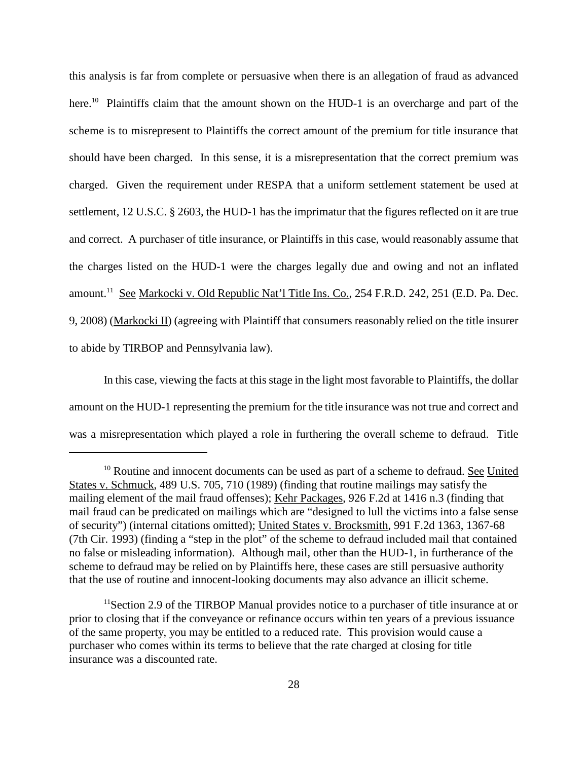this analysis is far from complete or persuasive when there is an allegation of fraud as advanced here.[10] Plaintiffs claim that the amount shown on the HUD-1 is an overcharge and part of the scheme is to misrepresent to Plaintiffs the correct amount of the premium for title insurance that should have been charged. In this sense, it is a misrepresentation that the correct premium was charged. Given the requirement under RESPA that a uniform settlement statement be used at settlement, 12 U.S.C. § 2603, the HUD-1 has the imprimatur that the figures reflected on it are true and correct. A purchaser of title insurance, or Plaintiffs in this case, would reasonably assume that the charges listed on the HUD-1 were the charges legally due and owing and not an inflated amount.[11] See Markocki v. Old Republic Nat'l Title Ins. Co., 254 F.R.D. 242, 251 (E.D. Pa. Dec. 9, 2008) (Markocki II) (agreeing with Plaintiff that consumers reasonably relied on the title insurer to abide by TIRBOP and Pennsylvania law).

In this case, viewing the facts at this stage in the light most favorable to Plaintiffs, the dollar amount on the HUD-1 representing the premium for the title insurance was not true and correct and was a misrepresentation which played a role in furthering the overall scheme to defraud. Title

---

[10] Routine and innocent documents can be used as part of a scheme to defraud. See United States v. Schmuck, 489 U.S. 705, 710 (1989) (finding that routine mailings may satisfy the mailing element of the mail fraud offenses); Kehr Packages, 926 F.2d at 1416 n.3 (finding that mail fraud can be predicated on mailings which are "designed to lull the victims into a false sense of security") (internal citations omitted); United States v. Brocksmith, 991 F.2d 1363, 1367-68 (7th Cir. 1993) (finding a "step in the plot" of the scheme to defraud included mail that contained no false or misleading information). Although mail, other than the HUD-1, in furtherance of the scheme to defraud may be relied on by Plaintiffs here, these cases are still persuasive authority that the use of routine and innocent-looking documents may also advance an illicit scheme.

[11] Section 2.9 of the TIRBOP Manual provides notice to a purchaser of title insurance at or prior to closing that if the conveyance or refinance occurs within ten years of a previous issuance of the same property, you may be entitled to a reduced rate. This provision would cause a purchaser who comes within its terms to believe that the rate charged at closing for title insurance was a discounted rate.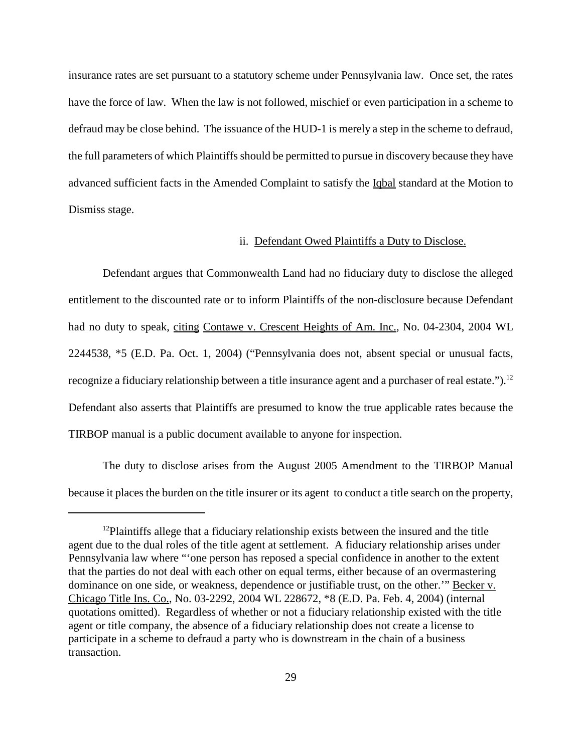insurance rates are set pursuant to a statutory scheme under Pennsylvania law. Once set, the rates have the force of law. When the law is not followed, mischief or even participation in a scheme to defraud may be close behind. The issuance of the HUD-1 is merely a step in the scheme to defraud, the full parameters of which Plaintiffs should be permitted to pursue in discovery because they have advanced sufficient facts in the Amended Complaint to satisfy the Iqbal standard at the Motion to Dismiss stage.

ii. Defendant Owed Plaintiffs a Duty to Disclose.

Defendant argues that Commonwealth Land had no fiduciary duty to disclose the alleged entitlement to the discounted rate or to inform Plaintiffs of the non-disclosure because Defendant had no duty to speak, citing Contawe v. Crescent Heights of Am. Inc., No. 04-2304, 2004 WL 2244538, *5 (E.D. Pa. Oct. 1, 2004) ("Pennsylvania does not, absent special or unusual facts, recognize a fiduciary relationship between a title insurance agent and a purchaser of real estate.").[12] Defendant also asserts that Plaintiffs are presumed to know the true applicable rates because the TIRBOP manual is a public document available to anyone for inspection.

The duty to disclose arises from the August 2005 Amendment to the TIRBOP Manual because it places the burden on the title insurer or its agent to conduct a title search on the property,

---

[12] Plaintiffs allege that a fiduciary relationship exists between the insured and the title agent due to the dual roles of the title agent at settlement. A fiduciary relationship arises under Pennsylvania law where "'one person has reposed a special confidence in another to the extent that the parties do not deal with each other on equal terms, either because of an overmastering dominance on one side, or weakness, dependence or justifiable trust, on the other.'" Becker v. Chicago Title Ins. Co., No. 03-2292, 2004 WL 228672, *8 (E.D. Pa. Feb. 4, 2004) (internal quotations omitted). Regardless of whether or not a fiduciary relationship existed with the title agent or title company, the absence of a fiduciary relationship does not create a license to participate in a scheme to defraud a party who is downstream in the chain of a business transaction.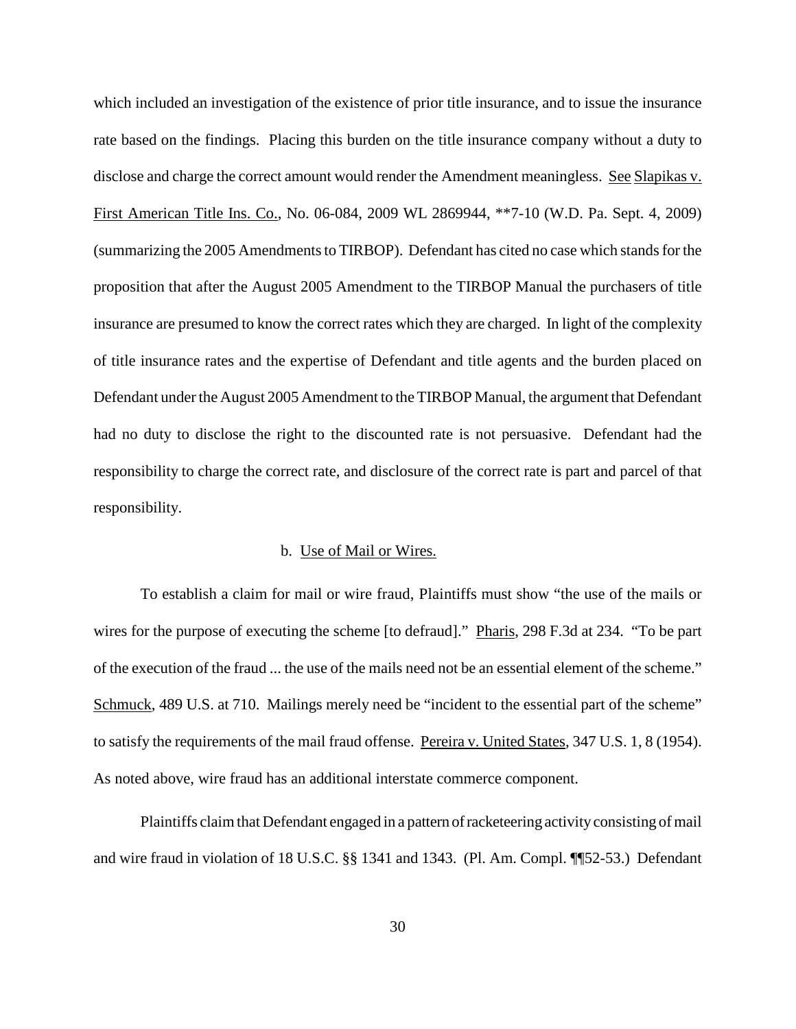which included an investigation of the existence of prior title insurance, and to issue the insurance rate based on the findings. Placing this burden on the title insurance company without a duty to disclose and charge the correct amount would render the Amendment meaningless. See Slapikas v. First American Title Ins. Co., No. 06-084, 2009 WL 2869944, **7-10 (W.D. Pa. Sept. 4, 2009) (summarizing the 2005 Amendments to TIRBOP). Defendant has cited no case which stands for the proposition that after the August 2005 Amendment to the TIRBOP Manual the purchasers of title insurance are presumed to know the correct rates which they are charged. In light of the complexity of title insurance rates and the expertise of Defendant and title agents and the burden placed on Defendant under the August 2005 Amendment to the TIRBOP Manual, the argument that Defendant had no duty to disclose the right to the discounted rate is not persuasive. Defendant had the responsibility to charge the correct rate, and disclosure of the correct rate is part and parcel of that responsibility.

b. Use of Mail or Wires.

To establish a claim for mail or wire fraud, Plaintiffs must show "the use of the mails or wires for the purpose of executing the scheme [to defraud]." Pharis, 298 F.3d at 234. "To be part of the execution of the fraud ... the use of the mails need not be an essential element of the scheme." Schmuck, 489 U.S. at 710. Mailings merely need be "incident to the essential part of the scheme" to satisfy the requirements of the mail fraud offense. Pereira v. United States, 347 U.S. 1, 8 (1954). As noted above, wire fraud has an additional interstate commerce component.

Plaintiffs claim that Defendant engaged in a pattern of racketeering activity consisting of mail and wire fraud in violation of 18 U.S.C. §§ 1341 and 1343. (Pl. Am. Compl. ¶¶52-53.) Defendant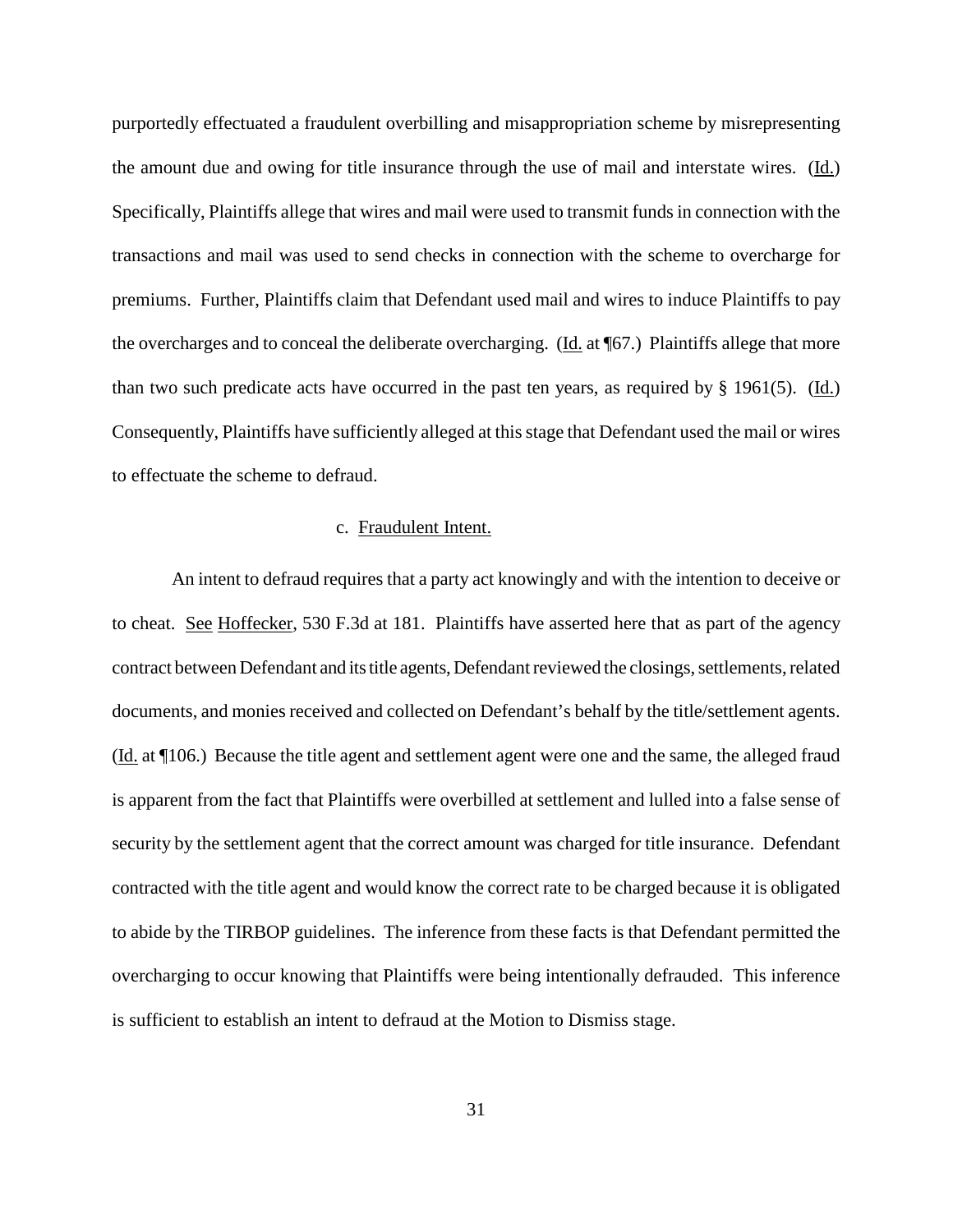purportedly effectuated a fraudulent overbilling and misappropriation scheme by misrepresenting the amount due and owing for title insurance through the use of mail and interstate wires. (Id.) Specifically, Plaintiffs allege that wires and mail were used to transmit funds in connection with the transactions and mail was used to send checks in connection with the scheme to overcharge for premiums. Further, Plaintiffs claim that Defendant used mail and wires to induce Plaintiffs to pay the overcharges and to conceal the deliberate overcharging. (Id. at ¶67.) Plaintiffs allege that more than two such predicate acts have occurred in the past ten years, as required by § 1961(5). (Id.) Consequently, Plaintiffs have sufficiently alleged at this stage that Defendant used the mail or wires to effectuate the scheme to defraud.

c. Fraudulent Intent.

An intent to defraud requires that a party act knowingly and with the intention to deceive or to cheat. See Hoffecker, 530 F.3d at 181. Plaintiffs have asserted here that as part of the agency contract between Defendant and its title agents, Defendant reviewed the closings, settlements, related documents, and monies received and collected on Defendant's behalf by the title/settlement agents. (Id. at ¶106.) Because the title agent and settlement agent were one and the same, the alleged fraud is apparent from the fact that Plaintiffs were overbilled at settlement and lulled into a false sense of security by the settlement agent that the correct amount was charged for title insurance. Defendant contracted with the title agent and would know the correct rate to be charged because it is obligated to abide by the TIRBOP guidelines. The inference from these facts is that Defendant permitted the overcharging to occur knowing that Plaintiffs were being intentionally defrauded. This inference is sufficient to establish an intent to defraud at the Motion to Dismiss stage.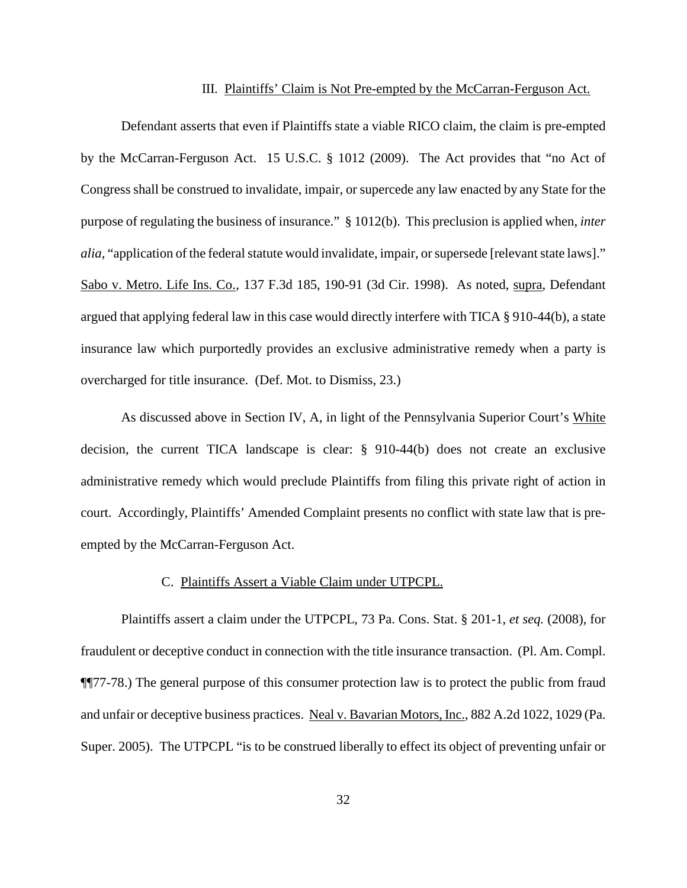### III. Plaintiffs' Claim is Not Pre-empted by the McCarran-Ferguson Act.

Defendant asserts that even if Plaintiffs state a viable RICO claim, the claim is pre-empted by the McCarran-Ferguson Act. 15 U.S.C. § 1012 (2009). The Act provides that "no Act of Congress shall be construed to invalidate, impair, or supercede any law enacted by any State for the purpose of regulating the business of insurance." § 1012(b). This preclusion is applied when, *inter alia*, "application of the federal statute would invalidate, impair, or supersede [relevant state laws]." Sabo v. Metro. Life Ins. Co., 137 F.3d 185, 190-91 (3d Cir. 1998). As noted, supra, Defendant argued that applying federal law in this case would directly interfere with TICA § 910-44(b), a state insurance law which purportedly provides an exclusive administrative remedy when a party is overcharged for title insurance. (Def. Mot. to Dismiss, 23.)

As discussed above in Section IV, A, in light of the Pennsylvania Superior Court's White decision, the current TICA landscape is clear: § 910-44(b) does not create an exclusive administrative remedy which would preclude Plaintiffs from filing this private right of action in court. Accordingly, Plaintiffs' Amended Complaint presents no conflict with state law that is pre-empted by the McCarran-Ferguson Act.

### C. Plaintiffs Assert a Viable Claim under UTPCPL.

Plaintiffs assert a claim under the UTPCPL, 73 Pa. Cons. Stat. § 201-1, *et seq.* (2008), for fraudulent or deceptive conduct in connection with the title insurance transaction. (Pl. Am. Compl. ¶¶77-78.) The general purpose of this consumer protection law is to protect the public from fraud and unfair or deceptive business practices. Neal v. Bavarian Motors, Inc., 882 A.2d 1022, 1029 (Pa. Super. 2005). The UTPCPL "is to be construed liberally to effect its object of preventing unfair or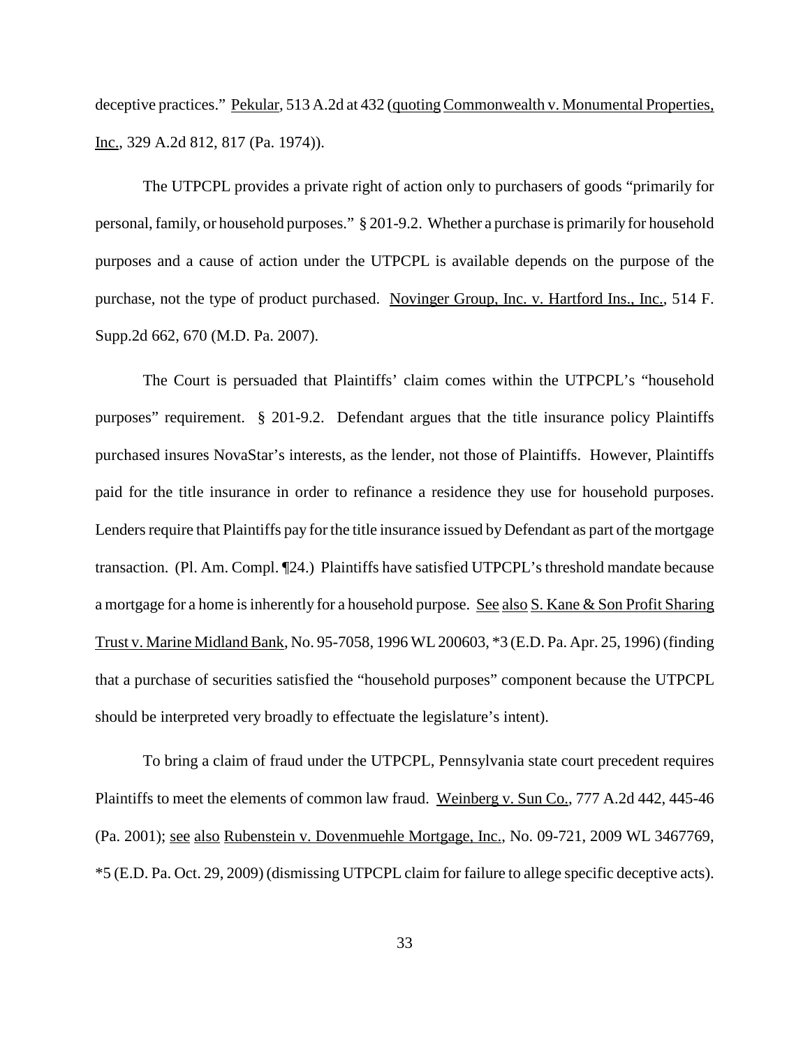deceptive practices." Pekular, 513 A.2d at 432 (quoting Commonwealth v. Monumental Properties, Inc., 329 A.2d 812, 817 (Pa. 1974)).

The UTPCPL provides a private right of action only to purchasers of goods "primarily for personal, family, or household purposes." § 201-9.2. Whether a purchase is primarily for household purposes and a cause of action under the UTPCPL is available depends on the purpose of the purchase, not the type of product purchased. Novinger Group, Inc. v. Hartford Ins., Inc., 514 F. Supp.2d 662, 670 (M.D. Pa. 2007).

The Court is persuaded that Plaintiffs' claim comes within the UTPCPL's "household purposes" requirement. § 201-9.2. Defendant argues that the title insurance policy Plaintiffs purchased insures NovaStar's interests, as the lender, not those of Plaintiffs. However, Plaintiffs paid for the title insurance in order to refinance a residence they use for household purposes. Lenders require that Plaintiffs pay for the title insurance issued by Defendant as part of the mortgage transaction. (Pl. Am. Compl. ¶24.) Plaintiffs have satisfied UTPCPL's threshold mandate because a mortgage for a home is inherently for a household purpose. See also S. Kane & Son Profit Sharing Trust v. Marine Midland Bank, No. 95-7058, 1996 WL 200603, *3 (E.D. Pa. Apr. 25, 1996) (finding that a purchase of securities satisfied the "household purposes" component because the UTPCPL should be interpreted very broadly to effectuate the legislature's intent).

To bring a claim of fraud under the UTPCPL, Pennsylvania state court precedent requires Plaintiffs to meet the elements of common law fraud. Weinberg v. Sun Co., 777 A.2d 442, 445-46 (Pa. 2001); see also Rubenstein v. Dovenmuehle Mortgage, Inc., No. 09-721, 2009 WL 3467769, *5 (E.D. Pa. Oct. 29, 2009) (dismissing UTPCPL claim for failure to allege specific deceptive acts).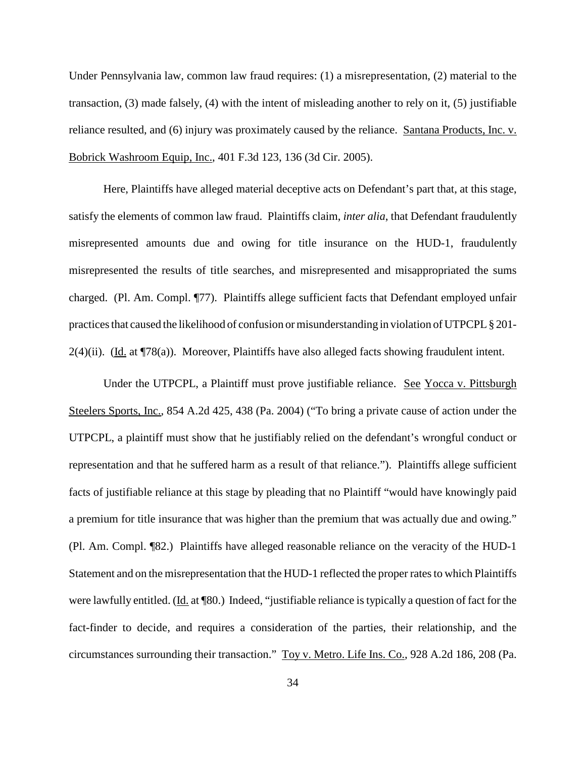Under Pennsylvania law, common law fraud requires: (1) a misrepresentation, (2) material to the transaction, (3) made falsely, (4) with the intent of misleading another to rely on it, (5) justifiable reliance resulted, and (6) injury was proximately caused by the reliance. Santana Products, Inc. v. Bobrick Washroom Equip, Inc., 401 F.3d 123, 136 (3d Cir. 2005).

Here, Plaintiffs have alleged material deceptive acts on Defendant's part that, at this stage, satisfy the elements of common law fraud. Plaintiffs claim, *inter alia*, that Defendant fraudulently misrepresented amounts due and owing for title insurance on the HUD-1, fraudulently misrepresented the results of title searches, and misrepresented and misappropriated the sums charged. (Pl. Am. Compl. ¶77). Plaintiffs allege sufficient facts that Defendant employed unfair practices that caused the likelihood of confusion or misunderstanding in violation of UTPCPL § 201-2(4)(ii). (Id. at ¶78(a)). Moreover, Plaintiffs have also alleged facts showing fraudulent intent.

Under the UTPCPL, a Plaintiff must prove justifiable reliance. See Yocca v. Pittsburgh Steelers Sports, Inc., 854 A.2d 425, 438 (Pa. 2004) ("To bring a private cause of action under the UTPCPL, a plaintiff must show that he justifiably relied on the defendant's wrongful conduct or representation and that he suffered harm as a result of that reliance."). Plaintiffs allege sufficient facts of justifiable reliance at this stage by pleading that no Plaintiff "would have knowingly paid a premium for title insurance that was higher than the premium that was actually due and owing." (Pl. Am. Compl. ¶82.) Plaintiffs have alleged reasonable reliance on the veracity of the HUD-1 Statement and on the misrepresentation that the HUD-1 reflected the proper rates to which Plaintiffs were lawfully entitled. (Id. at ¶80.) Indeed, "justifiable reliance is typically a question of fact for the fact-finder to decide, and requires a consideration of the parties, their relationship, and the circumstances surrounding their transaction." Toy v. Metro. Life Ins. Co., 928 A.2d 186, 208 (Pa.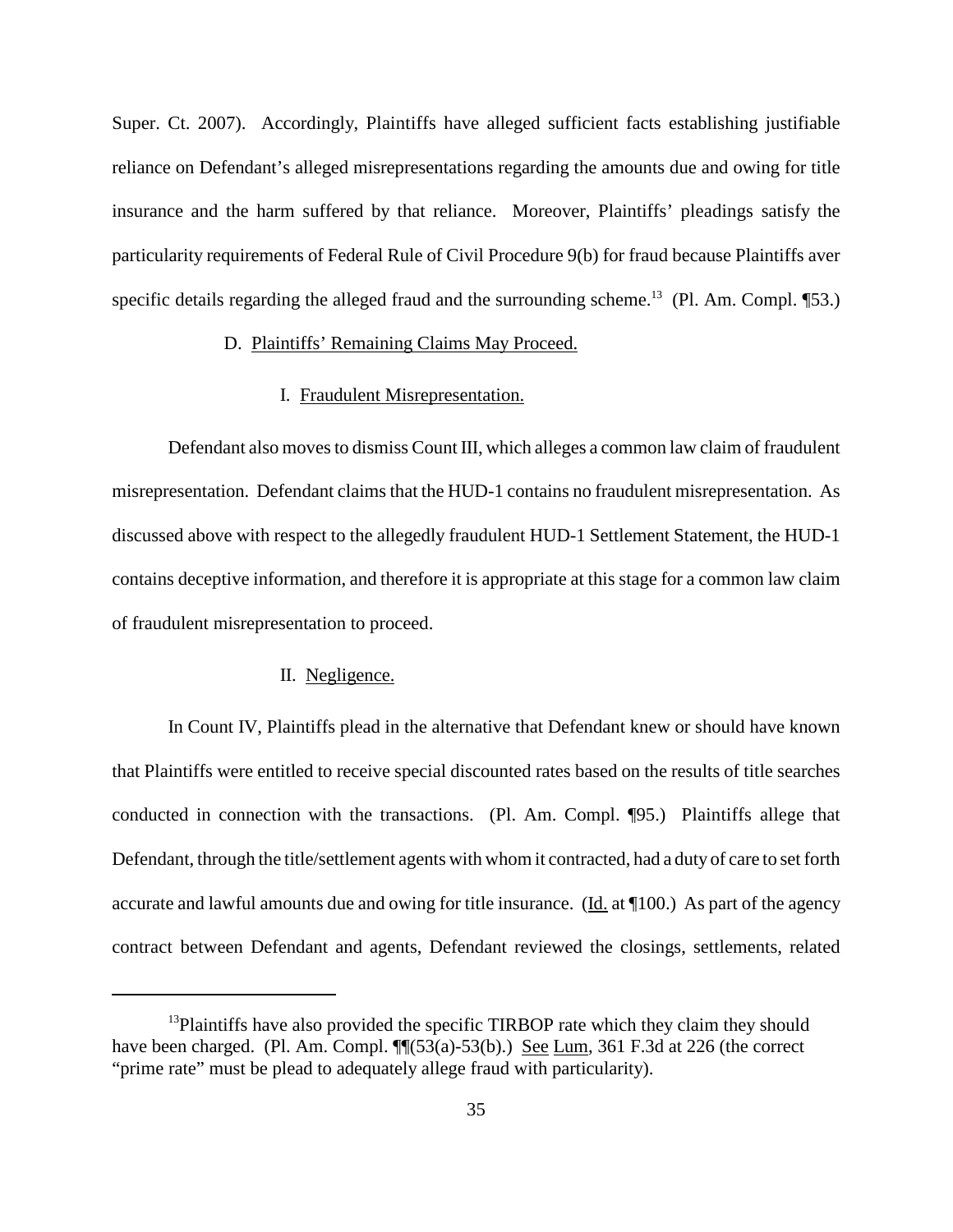Super. Ct. 2007). Accordingly, Plaintiffs have alleged sufficient facts establishing justifiable reliance on Defendant's alleged misrepresentations regarding the amounts due and owing for title insurance and the harm suffered by that reliance. Moreover, Plaintiffs' pleadings satisfy the particularity requirements of Federal Rule of Civil Procedure 9(b) for fraud because Plaintiffs aver specific details regarding the alleged fraud and the surrounding scheme.[13] (Pl. Am. Compl. ¶53.)

D. Plaintiffs' Remaining Claims May Proceed.

I. Fraudulent Misrepresentation.

Defendant also moves to dismiss Count III, which alleges a common law claim of fraudulent misrepresentation. Defendant claims that the HUD-1 contains no fraudulent misrepresentation. As discussed above with respect to the allegedly fraudulent HUD-1 Settlement Statement, the HUD-1 contains deceptive information, and therefore it is appropriate at this stage for a common law claim of fraudulent misrepresentation to proceed.

II. Negligence.

In Count IV, Plaintiffs plead in the alternative that Defendant knew or should have known that Plaintiffs were entitled to receive special discounted rates based on the results of title searches conducted in connection with the transactions. (Pl. Am. Compl. ¶95.) Plaintiffs allege that Defendant, through the title/settlement agents with whom it contracted, had a duty of care to set forth accurate and lawful amounts due and owing for title insurance. (Id. at ¶100.) As part of the agency contract between Defendant and agents, Defendant reviewed the closings, settlements, related

---

[13] Plaintiffs have also provided the specific TIRBOP rate which they claim they should have been charged. (Pl. Am. Compl. ¶¶(53(a)-53(b).) See Lum, 361 F.3d at 226 (the correct "prime rate" must be plead to adequately allege fraud with particularity).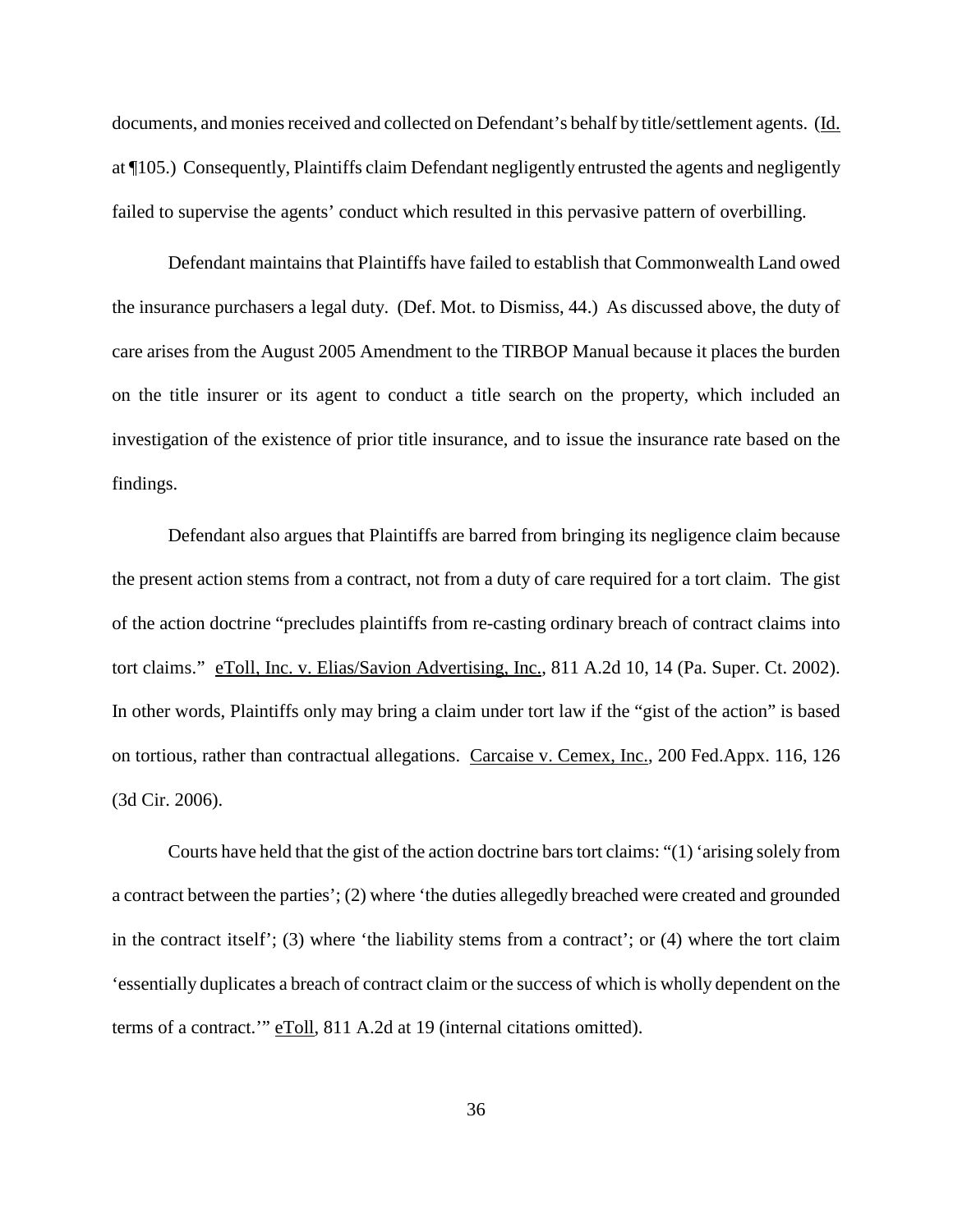documents, and monies received and collected on Defendant's behalf by title/settlement agents. (Id. at ¶105.) Consequently, Plaintiffs claim Defendant negligently entrusted the agents and negligently failed to supervise the agents' conduct which resulted in this pervasive pattern of overbilling.

Defendant maintains that Plaintiffs have failed to establish that Commonwealth Land owed the insurance purchasers a legal duty. (Def. Mot. to Dismiss, 44.) As discussed above, the duty of care arises from the August 2005 Amendment to the TIRBOP Manual because it places the burden on the title insurer or its agent to conduct a title search on the property, which included an investigation of the existence of prior title insurance, and to issue the insurance rate based on the findings.

Defendant also argues that Plaintiffs are barred from bringing its negligence claim because the present action stems from a contract, not from a duty of care required for a tort claim. The gist of the action doctrine "precludes plaintiffs from re-casting ordinary breach of contract claims into tort claims." eToll, Inc. v. Elias/Savion Advertising, Inc., 811 A.2d 10, 14 (Pa. Super. Ct. 2002). In other words, Plaintiffs only may bring a claim under tort law if the "gist of the action" is based on tortious, rather than contractual allegations. Carcaise v. Cemex, Inc., 200 Fed.Appx. 116, 126 (3d Cir. 2006).

Courts have held that the gist of the action doctrine bars tort claims: "(1) 'arising solely from a contract between the parties'; (2) where 'the duties allegedly breached were created and grounded in the contract itself'; (3) where 'the liability stems from a contract'; or (4) where the tort claim 'essentially duplicates a breach of contract claim or the success of which is wholly dependent on the terms of a contract.'" eToll, 811 A.2d at 19 (internal citations omitted).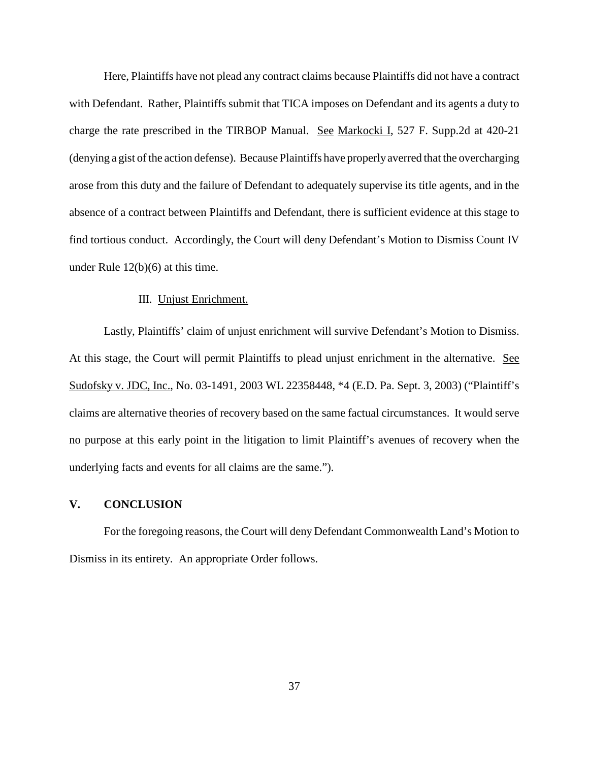Here, Plaintiffs have not plead any contract claims because Plaintiffs did not have a contract with Defendant. Rather, Plaintiffs submit that TICA imposes on Defendant and its agents a duty to charge the rate prescribed in the TIRBOP Manual. See Markocki I, 527 F. Supp.2d at 420-21 (denying a gist of the action defense). Because Plaintiffs have properly averred that the overcharging arose from this duty and the failure of Defendant to adequately supervise its title agents, and in the absence of a contract between Plaintiffs and Defendant, there is sufficient evidence at this stage to find tortious conduct. Accordingly, the Court will deny Defendant's Motion to Dismiss Count IV under Rule 12(b)(6) at this time.

III. Unjust Enrichment.

Lastly, Plaintiffs' claim of unjust enrichment will survive Defendant's Motion to Dismiss. At this stage, the Court will permit Plaintiffs to plead unjust enrichment in the alternative. See Sudofsky v. JDC, Inc., No. 03-1491, 2003 WL 22358448, *4 (E.D. Pa. Sept. 3, 2003) ("Plaintiff's claims are alternative theories of recovery based on the same factual circumstances. It would serve no purpose at this early point in the litigation to limit Plaintiff's avenues of recovery when the underlying facts and events for all claims are the same.").

## V. CONCLUSION

For the foregoing reasons, the Court will deny Defendant Commonwealth Land's Motion to Dismiss in its entirety. An appropriate Order follows.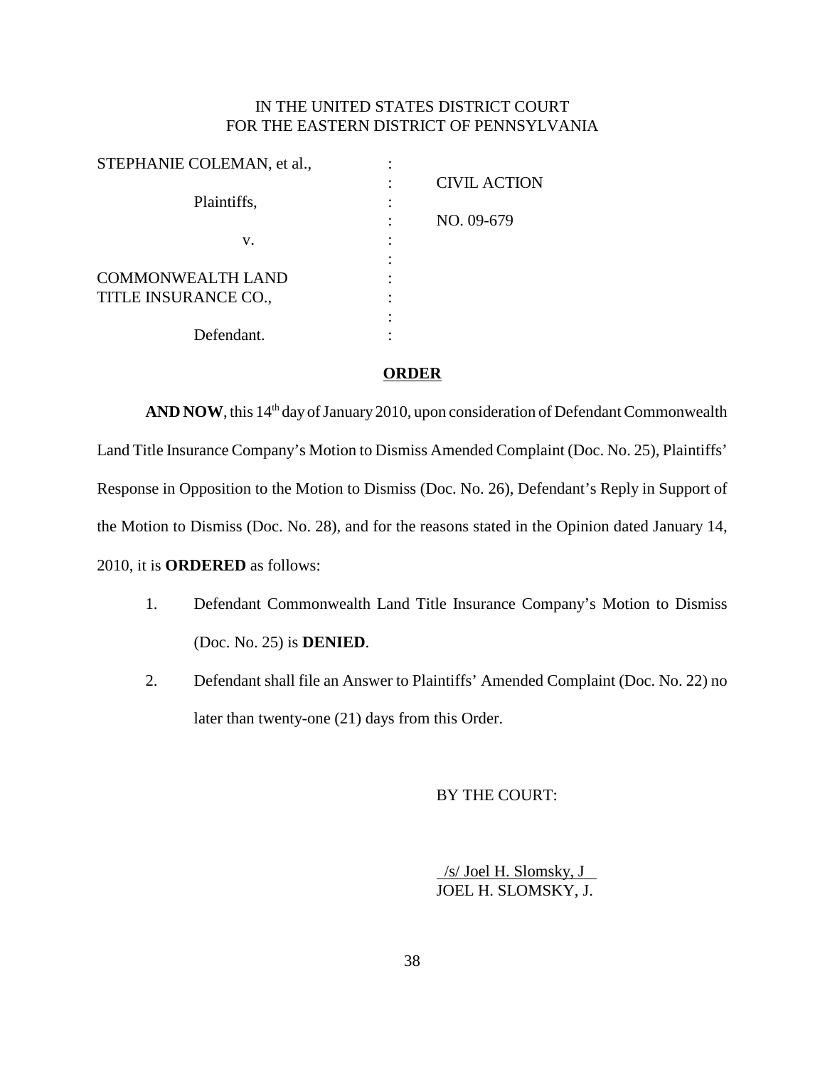IN THE UNITED STATES DISTRICT COURT
FOR THE EASTERN DISTRICT OF PENNSYLVANIA

| | | |
|---|---|---|
| STEPHANIE COLEMAN, et al., | : | |
| | : | CIVIL ACTION |
| Plaintiffs, | : | |
| | : | NO. 09-679 |
| v. | : | |
| | : | |
| COMMONWEALTH LAND | : | |
| TITLE INSURANCE CO., | : | |
| | : | |
| Defendant. | : | |

**ORDER**

**AND NOW**, this 14th day of January 2010, upon consideration of Defendant Commonwealth Land Title Insurance Company's Motion to Dismiss Amended Complaint (Doc. No. 25), Plaintiffs' Response in Opposition to the Motion to Dismiss (Doc. No. 26), Defendant's Reply in Support of the Motion to Dismiss (Doc. No. 28), and for the reasons stated in the Opinion dated January 14, 2010, it is **ORDERED** as follows:

1. Defendant Commonwealth Land Title Insurance Company's Motion to Dismiss (Doc. No. 25) is **DENIED**.
2. Defendant shall file an Answer to Plaintiffs' Amended Complaint (Doc. No. 22) no later than twenty-one (21) days from this Order.

BY THE COURT:

/s/ Joel H. Slomsky, J
JOEL H. SLOMSKY, J.